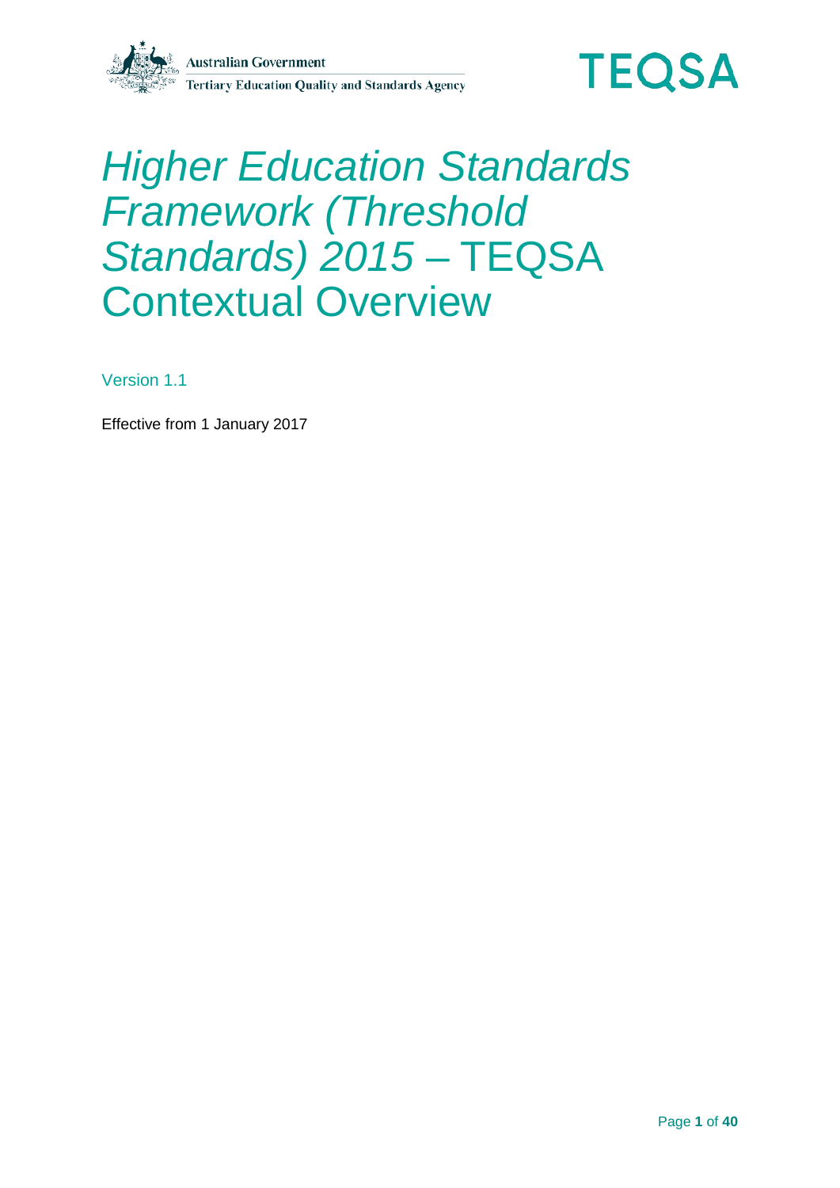Australian Government
Tertiary Education Quality and Standards Agency

TEQSA

# *Higher Education Standards Framework (Threshold Standards) 2015* – TEQSA Contextual Overview

Version 1.1

Effective from 1 January 2017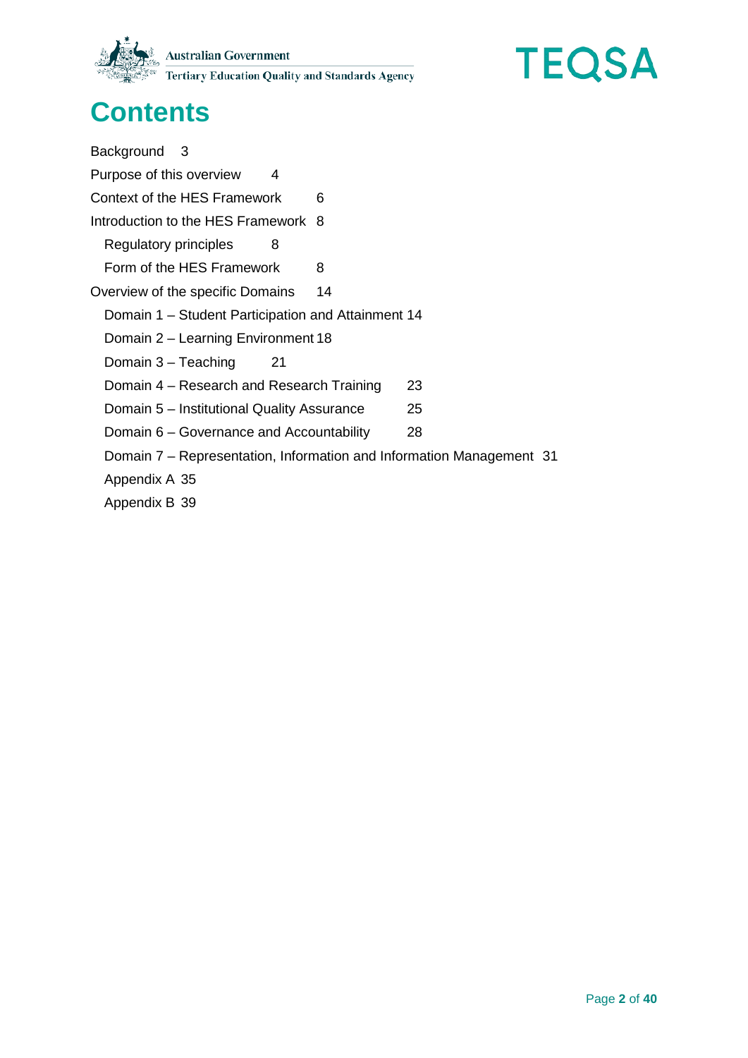# Contents

- Background 3
- Purpose of this overview 4
- Context of the HES Framework 6
- Introduction to the HES Framework 8
  - Regulatory principles 8
  - Form of the HES Framework 8
- Overview of the specific Domains 14
  - Domain 1 – Student Participation and Attainment 14
  - Domain 2 – Learning Environment 18
  - Domain 3 – Teaching 21
  - Domain 4 – Research and Research Training 23
  - Domain 5 – Institutional Quality Assurance 25
  - Domain 6 – Governance and Accountability 28
  - Domain 7 – Representation, Information and Information Management 31
  - Appendix A 35
  - Appendix B 39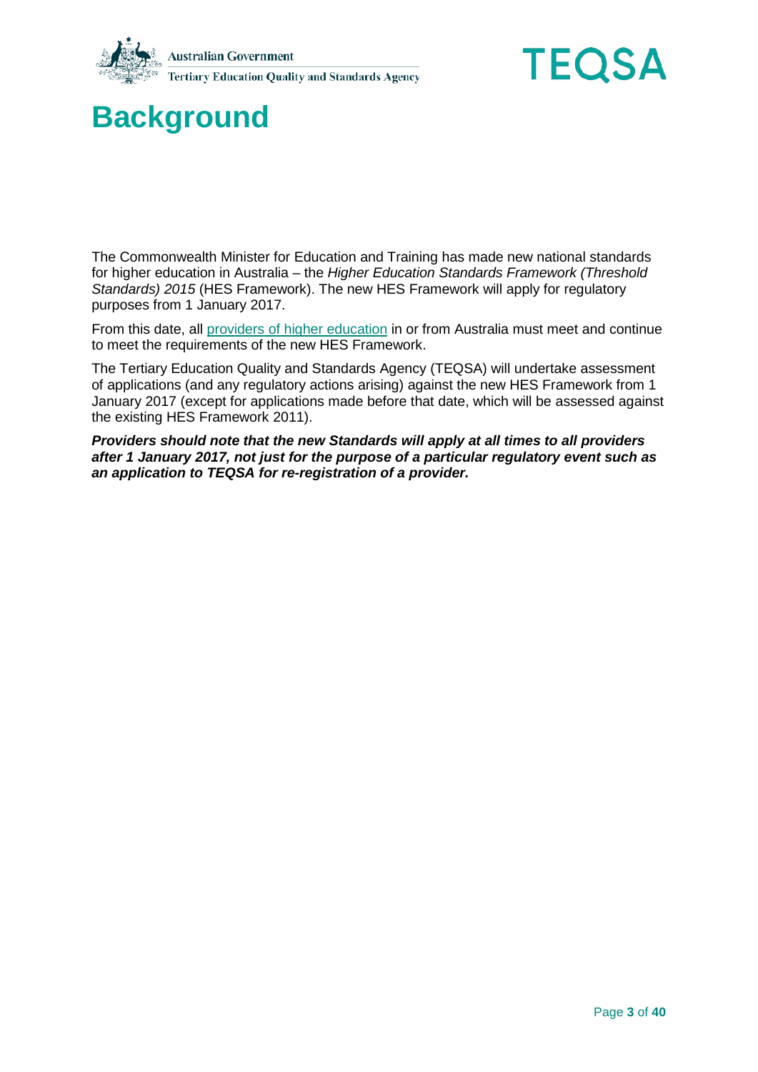# Background

The Commonwealth Minister for Education and Training has made new national standards for higher education in Australia – the *Higher Education Standards Framework (Threshold Standards) 2015* (HES Framework). The new HES Framework will apply for regulatory purposes from 1 January 2017.

From this date, all providers of higher education in or from Australia must meet and continue to meet the requirements of the new HES Framework.

The Tertiary Education Quality and Standards Agency (TEQSA) will undertake assessment of applications (and any regulatory actions arising) against the new HES Framework from 1 January 2017 (except for applications made before that date, which will be assessed against the existing HES Framework 2011).

***Providers should note that the new Standards will apply at all times to all providers after 1 January 2017, not just for the purpose of a particular regulatory event such as an application to TEQSA for re-registration of a provider.***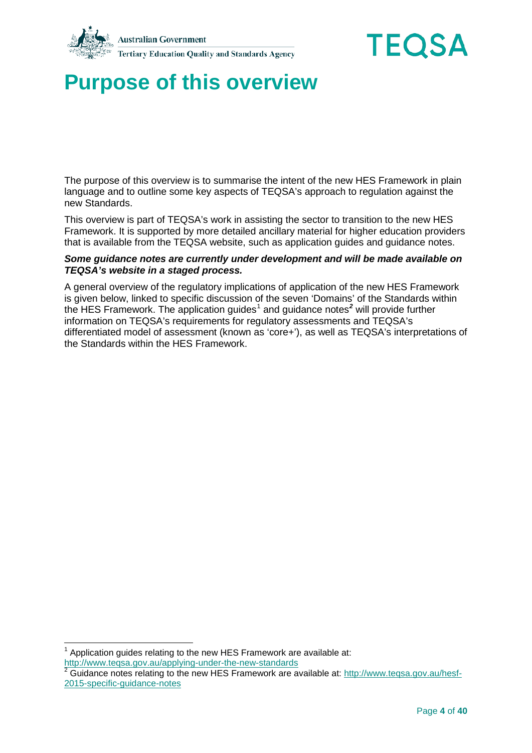# Purpose of this overview

The purpose of this overview is to summarise the intent of the new HES Framework in plain language and to outline some key aspects of TEQSA's approach to regulation against the new Standards.

This overview is part of TEQSA's work in assisting the sector to transition to the new HES Framework. It is supported by more detailed ancillary material for higher education providers that is available from the TEQSA website, such as application guides and guidance notes.

***Some guidance notes are currently under development and will be made available on TEQSA's website in a staged process.***

A general overview of the regulatory implications of application of the new HES Framework is given below, linked to specific discussion of the seven 'Domains' of the Standards within the HES Framework. The application guides[1] and guidance notes[2] will provide further information on TEQSA's requirements for regulatory assessments and TEQSA's differentiated model of assessment (known as 'core+'), as well as TEQSA's interpretations of the Standards within the HES Framework.

---

[1] Application guides relating to the new HES Framework are available at: http://www.teqsa.gov.au/applying-under-the-new-standards

[2] Guidance notes relating to the new HES Framework are available at: http://www.teqsa.gov.au/hesf-2015-specific-guidance-notes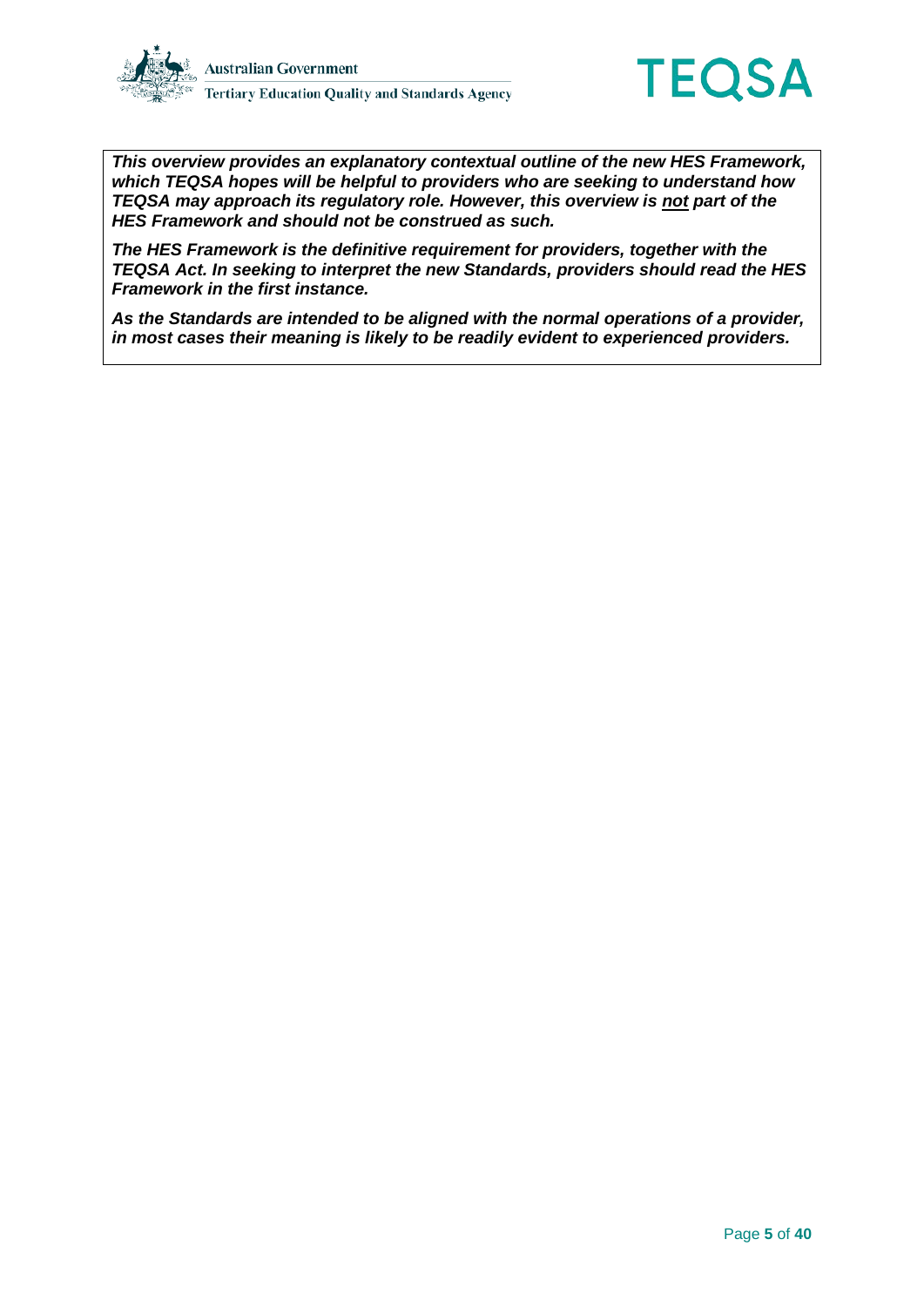***This overview provides an explanatory contextual outline of the new HES Framework, which TEQSA hopes will be helpful to providers who are seeking to understand how TEQSA may approach its regulatory role. However, this overview is <u>not</u> part of the HES Framework and should not be construed as such.***

***The HES Framework is the definitive requirement for providers, together with the TEQSA Act. In seeking to interpret the new Standards, providers should read the HES Framework in the first instance.***

***As the Standards are intended to be aligned with the normal operations of a provider, in most cases their meaning is likely to be readily evident to experienced providers.***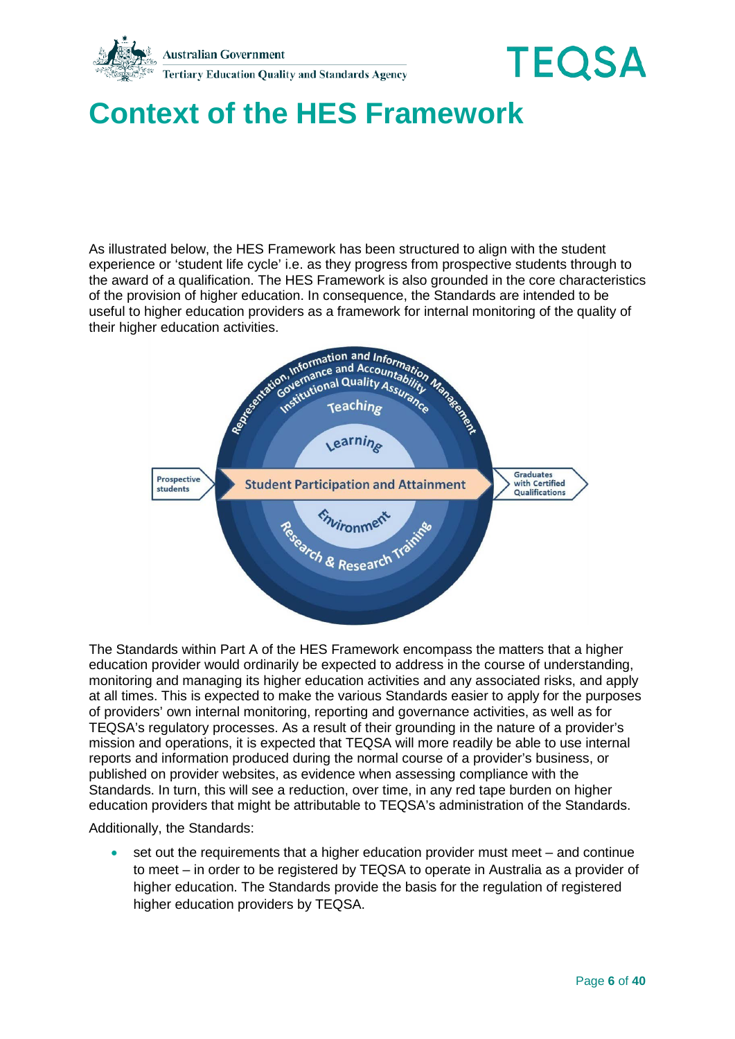# Context of the HES Framework

As illustrated below, the HES Framework has been structured to align with the student experience or 'student life cycle' i.e. as they progress from prospective students through to the award of a qualification. The HES Framework is also grounded in the core characteristics of the provision of higher education. In consequence, the Standards are intended to be useful to higher education providers as a framework for internal monitoring of the quality of their higher education activities.

The Standards within Part A of the HES Framework encompass the matters that a higher education provider would ordinarily be expected to address in the course of understanding, monitoring and managing its higher education activities and any associated risks, and apply at all times. This is expected to make the various Standards easier to apply for the purposes of providers' own internal monitoring, reporting and governance activities, as well as for TEQSA's regulatory processes. As a result of their grounding in the nature of a provider's mission and operations, it is expected that TEQSA will more readily be able to use internal reports and information produced during the normal course of a provider's business, or published on provider websites, as evidence when assessing compliance with the Standards. In turn, this will see a reduction, over time, in any red tape burden on higher education providers that might be attributable to TEQSA's administration of the Standards.

Additionally, the Standards:

- set out the requirements that a higher education provider must meet – and continue to meet – in order to be registered by TEQSA to operate in Australia as a provider of higher education. The Standards provide the basis for the regulation of registered higher education providers by TEQSA.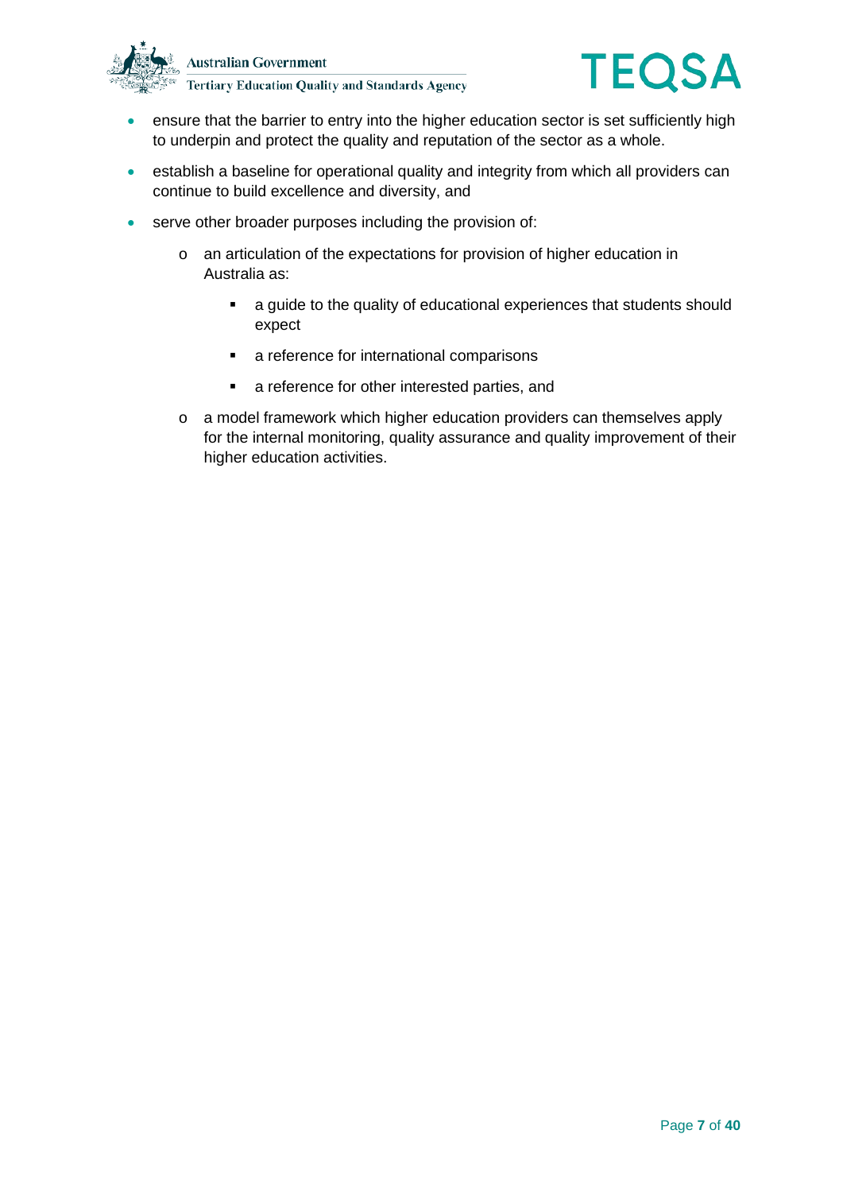- ensure that the barrier to entry into the higher education sector is set sufficiently high to underpin and protect the quality and reputation of the sector as a whole.
- establish a baseline for operational quality and integrity from which all providers can continue to build excellence and diversity, and
- serve other broader purposes including the provision of:
  - an articulation of the expectations for provision of higher education in Australia as:
    - a guide to the quality of educational experiences that students should expect
    - a reference for international comparisons
    - a reference for other interested parties, and
  - a model framework which higher education providers can themselves apply for the internal monitoring, quality assurance and quality improvement of their higher education activities.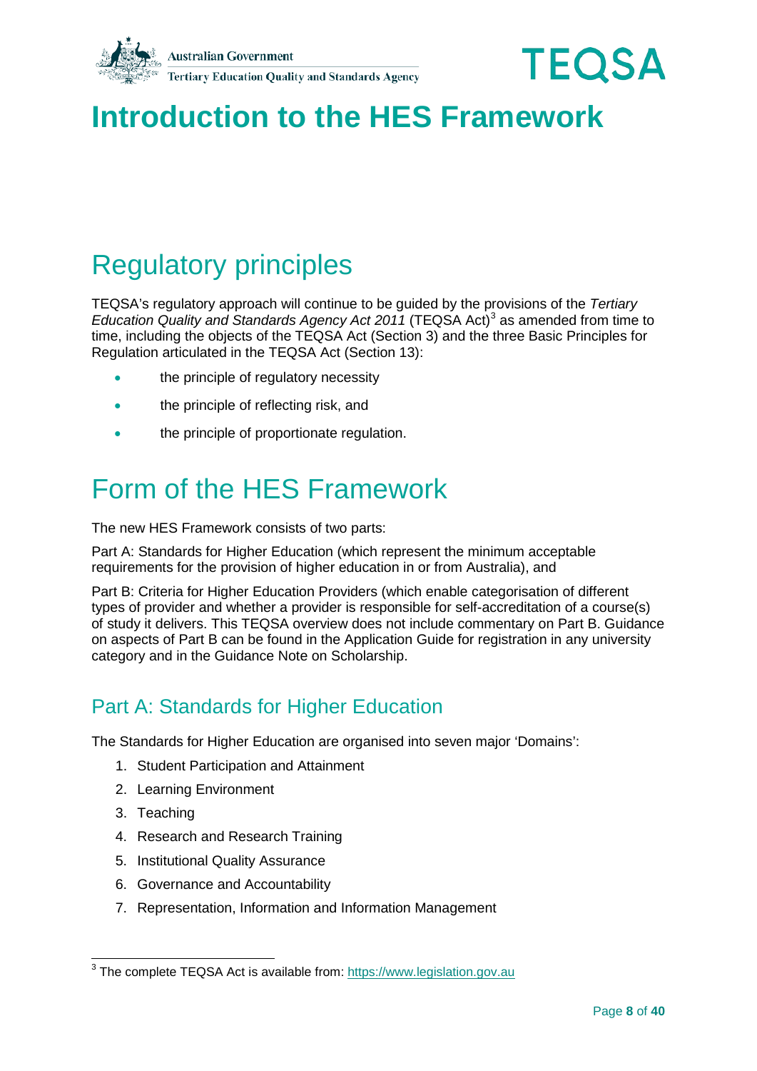# Introduction to the HES Framework

## Regulatory principles

TEQSA's regulatory approach will continue to be guided by the provisions of the *Tertiary Education Quality and Standards Agency Act 2011* (TEQSA Act)[3] as amended from time to time, including the objects of the TEQSA Act (Section 3) and the three Basic Principles for Regulation articulated in the TEQSA Act (Section 13):

- the principle of regulatory necessity
- the principle of reflecting risk, and
- the principle of proportionate regulation.

## Form of the HES Framework

The new HES Framework consists of two parts:

Part A: Standards for Higher Education (which represent the minimum acceptable requirements for the provision of higher education in or from Australia), and

Part B: Criteria for Higher Education Providers (which enable categorisation of different types of provider and whether a provider is responsible for self-accreditation of a course(s) of study it delivers. This TEQSA overview does not include commentary on Part B. Guidance on aspects of Part B can be found in the Application Guide for registration in any university category and in the Guidance Note on Scholarship.

### Part A: Standards for Higher Education

The Standards for Higher Education are organised into seven major 'Domains':

1. Student Participation and Attainment
2. Learning Environment
3. Teaching
4. Research and Research Training
5. Institutional Quality Assurance
6. Governance and Accountability
7. Representation, Information and Information Management

[3] The complete TEQSA Act is available from: https://www.legislation.gov.au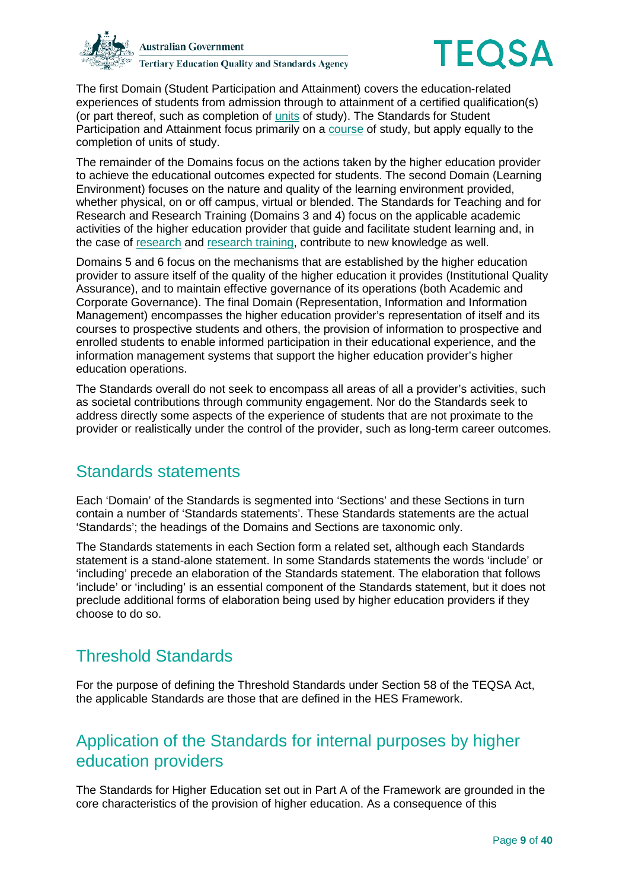The first Domain (Student Participation and Attainment) covers the education-related experiences of students from admission through to attainment of a certified qualification(s) (or part thereof, such as completion of units of study). The Standards for Student Participation and Attainment focus primarily on a course of study, but apply equally to the completion of units of study.

The remainder of the Domains focus on the actions taken by the higher education provider to achieve the educational outcomes expected for students. The second Domain (Learning Environment) focuses on the nature and quality of the learning environment provided, whether physical, on or off campus, virtual or blended. The Standards for Teaching and for Research and Research Training (Domains 3 and 4) focus on the applicable academic activities of the higher education provider that guide and facilitate student learning and, in the case of research and research training, contribute to new knowledge as well.

Domains 5 and 6 focus on the mechanisms that are established by the higher education provider to assure itself of the quality of the higher education it provides (Institutional Quality Assurance), and to maintain effective governance of its operations (both Academic and Corporate Governance). The final Domain (Representation, Information and Information Management) encompasses the higher education provider's representation of itself and its courses to prospective students and others, the provision of information to prospective and enrolled students to enable informed participation in their educational experience, and the information management systems that support the higher education provider's higher education operations.

The Standards overall do not seek to encompass all areas of all a provider's activities, such as societal contributions through community engagement. Nor do the Standards seek to address directly some aspects of the experience of students that are not proximate to the provider or realistically under the control of the provider, such as long-term career outcomes.

## Standards statements

Each 'Domain' of the Standards is segmented into 'Sections' and these Sections in turn contain a number of 'Standards statements'. These Standards statements are the actual 'Standards'; the headings of the Domains and Sections are taxonomic only.

The Standards statements in each Section form a related set, although each Standards statement is a stand-alone statement. In some Standards statements the words 'include' or 'including' precede an elaboration of the Standards statement. The elaboration that follows 'include' or 'including' is an essential component of the Standards statement, but it does not preclude additional forms of elaboration being used by higher education providers if they choose to do so.

## Threshold Standards

For the purpose of defining the Threshold Standards under Section 58 of the TEQSA Act, the applicable Standards are those that are defined in the HES Framework.

## Application of the Standards for internal purposes by higher education providers

The Standards for Higher Education set out in Part A of the Framework are grounded in the core characteristics of the provision of higher education. As a consequence of this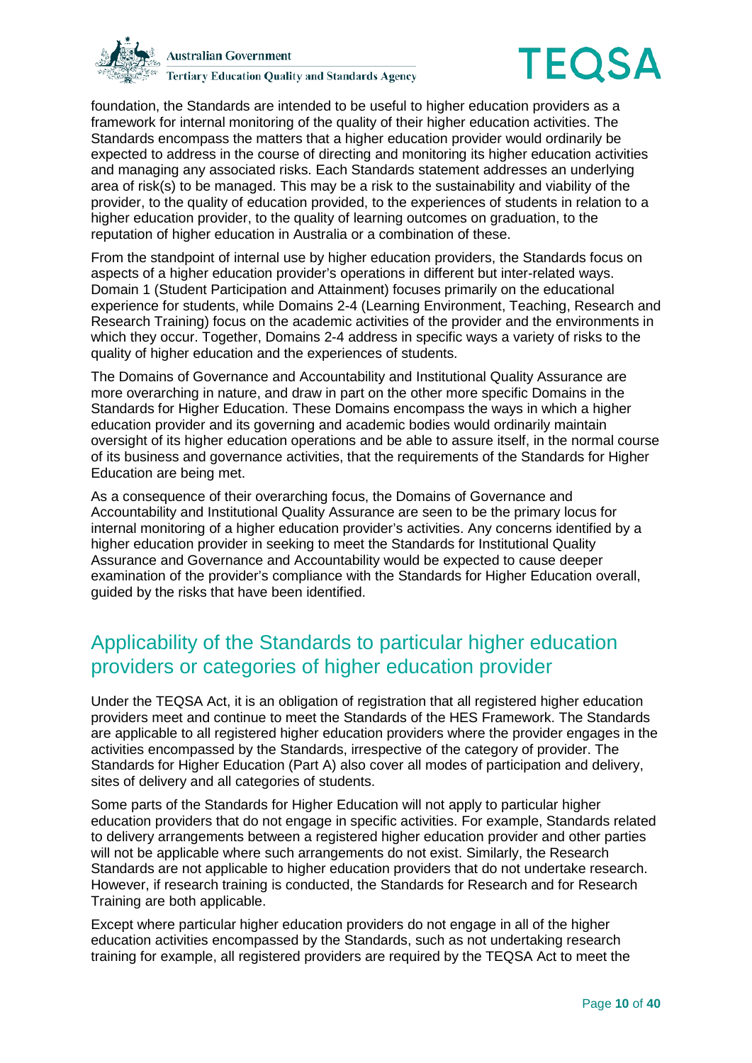foundation, the Standards are intended to be useful to higher education providers as a framework for internal monitoring of the quality of their higher education activities. The Standards encompass the matters that a higher education provider would ordinarily be expected to address in the course of directing and monitoring its higher education activities and managing any associated risks. Each Standards statement addresses an underlying area of risk(s) to be managed. This may be a risk to the sustainability and viability of the provider, to the quality of education provided, to the experiences of students in relation to a higher education provider, to the quality of learning outcomes on graduation, to the reputation of higher education in Australia or a combination of these.

From the standpoint of internal use by higher education providers, the Standards focus on aspects of a higher education provider's operations in different but inter-related ways. Domain 1 (Student Participation and Attainment) focuses primarily on the educational experience for students, while Domains 2-4 (Learning Environment, Teaching, Research and Research Training) focus on the academic activities of the provider and the environments in which they occur. Together, Domains 2-4 address in specific ways a variety of risks to the quality of higher education and the experiences of students.

The Domains of Governance and Accountability and Institutional Quality Assurance are more overarching in nature, and draw in part on the other more specific Domains in the Standards for Higher Education. These Domains encompass the ways in which a higher education provider and its governing and academic bodies would ordinarily maintain oversight of its higher education operations and be able to assure itself, in the normal course of its business and governance activities, that the requirements of the Standards for Higher Education are being met.

As a consequence of their overarching focus, the Domains of Governance and Accountability and Institutional Quality Assurance are seen to be the primary locus for internal monitoring of a higher education provider's activities. Any concerns identified by a higher education provider in seeking to meet the Standards for Institutional Quality Assurance and Governance and Accountability would be expected to cause deeper examination of the provider's compliance with the Standards for Higher Education overall, guided by the risks that have been identified.

## Applicability of the Standards to particular higher education providers or categories of higher education provider

Under the TEQSA Act, it is an obligation of registration that all registered higher education providers meet and continue to meet the Standards of the HES Framework. The Standards are applicable to all registered higher education providers where the provider engages in the activities encompassed by the Standards, irrespective of the category of provider. The Standards for Higher Education (Part A) also cover all modes of participation and delivery, sites of delivery and all categories of students.

Some parts of the Standards for Higher Education will not apply to particular higher education providers that do not engage in specific activities. For example, Standards related to delivery arrangements between a registered higher education provider and other parties will not be applicable where such arrangements do not exist. Similarly, the Research Standards are not applicable to higher education providers that do not undertake research. However, if research training is conducted, the Standards for Research and for Research Training are both applicable.

Except where particular higher education providers do not engage in all of the higher education activities encompassed by the Standards, such as not undertaking research training for example, all registered providers are required by the TEQSA Act to meet the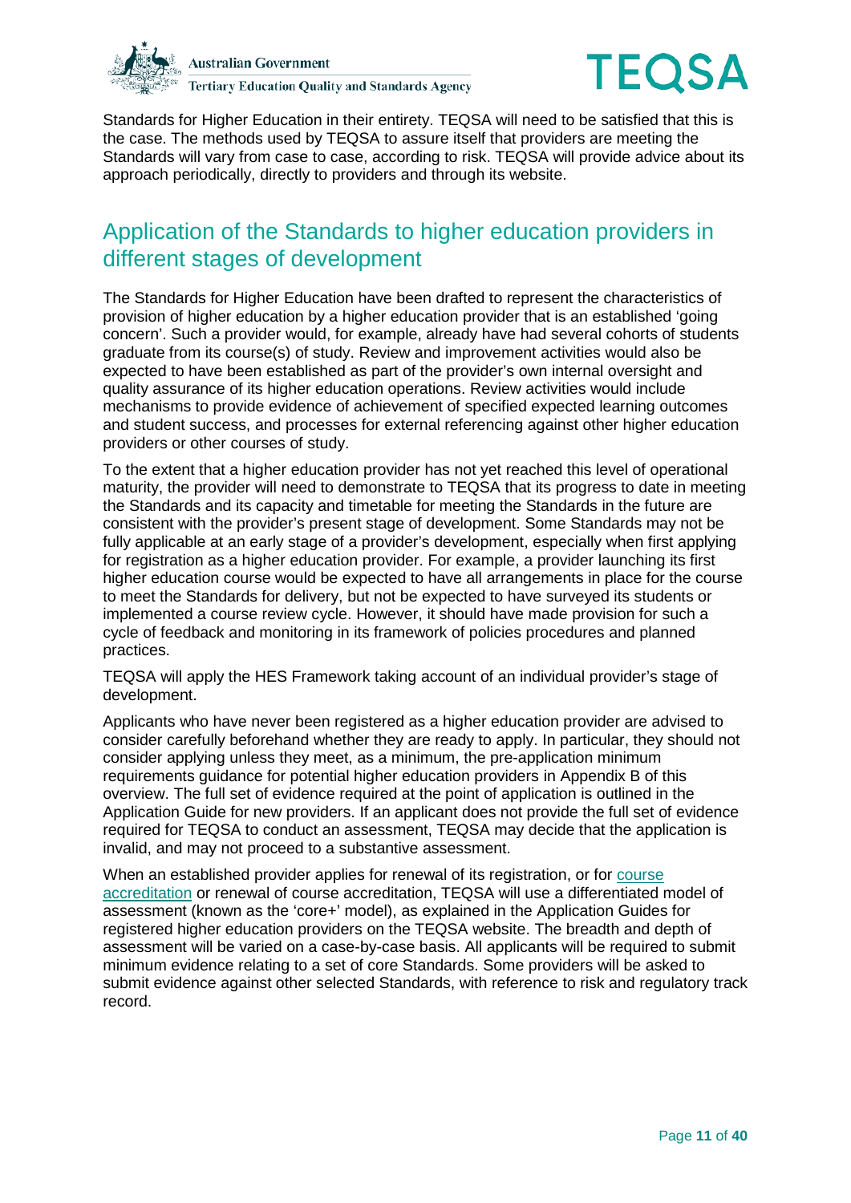Standards for Higher Education in their entirety. TEQSA will need to be satisfied that this is the case. The methods used by TEQSA to assure itself that providers are meeting the Standards will vary from case to case, according to risk. TEQSA will provide advice about its approach periodically, directly to providers and through its website.

## Application of the Standards to higher education providers in different stages of development

The Standards for Higher Education have been drafted to represent the characteristics of provision of higher education by a higher education provider that is an established 'going concern'. Such a provider would, for example, already have had several cohorts of students graduate from its course(s) of study. Review and improvement activities would also be expected to have been established as part of the provider's own internal oversight and quality assurance of its higher education operations. Review activities would include mechanisms to provide evidence of achievement of specified expected learning outcomes and student success, and processes for external referencing against other higher education providers or other courses of study.

To the extent that a higher education provider has not yet reached this level of operational maturity, the provider will need to demonstrate to TEQSA that its progress to date in meeting the Standards and its capacity and timetable for meeting the Standards in the future are consistent with the provider's present stage of development. Some Standards may not be fully applicable at an early stage of a provider's development, especially when first applying for registration as a higher education provider. For example, a provider launching its first higher education course would be expected to have all arrangements in place for the course to meet the Standards for delivery, but not be expected to have surveyed its students or implemented a course review cycle. However, it should have made provision for such a cycle of feedback and monitoring in its framework of policies procedures and planned practices.

TEQSA will apply the HES Framework taking account of an individual provider's stage of development.

Applicants who have never been registered as a higher education provider are advised to consider carefully beforehand whether they are ready to apply. In particular, they should not consider applying unless they meet, as a minimum, the pre-application minimum requirements guidance for potential higher education providers in Appendix B of this overview. The full set of evidence required at the point of application is outlined in the Application Guide for new providers. If an applicant does not provide the full set of evidence required for TEQSA to conduct an assessment, TEQSA may decide that the application is invalid, and may not proceed to a substantive assessment.

When an established provider applies for renewal of its registration, or for course accreditation or renewal of course accreditation, TEQSA will use a differentiated model of assessment (known as the 'core+' model), as explained in the Application Guides for registered higher education providers on the TEQSA website. The breadth and depth of assessment will be varied on a case-by-case basis. All applicants will be required to submit minimum evidence relating to a set of core Standards. Some providers will be asked to submit evidence against other selected Standards, with reference to risk and regulatory track record.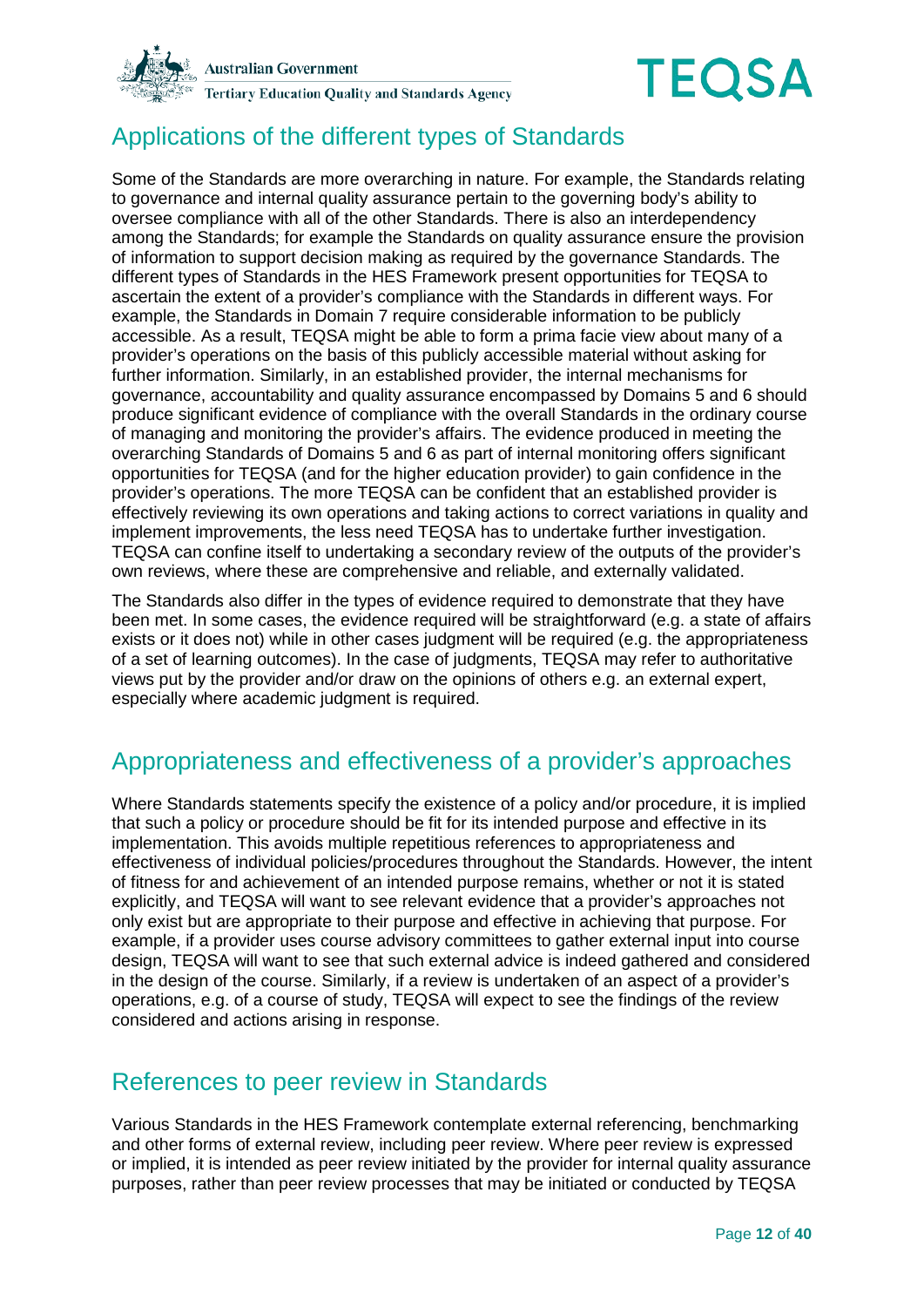## Applications of the different types of Standards

Some of the Standards are more overarching in nature. For example, the Standards relating to governance and internal quality assurance pertain to the governing body's ability to oversee compliance with all of the other Standards. There is also an interdependency among the Standards; for example the Standards on quality assurance ensure the provision of information to support decision making as required by the governance Standards. The different types of Standards in the HES Framework present opportunities for TEQSA to ascertain the extent of a provider's compliance with the Standards in different ways. For example, the Standards in Domain 7 require considerable information to be publicly accessible. As a result, TEQSA might be able to form a prima facie view about many of a provider's operations on the basis of this publicly accessible material without asking for further information. Similarly, in an established provider, the internal mechanisms for governance, accountability and quality assurance encompassed by Domains 5 and 6 should produce significant evidence of compliance with the overall Standards in the ordinary course of managing and monitoring the provider's affairs. The evidence produced in meeting the overarching Standards of Domains 5 and 6 as part of internal monitoring offers significant opportunities for TEQSA (and for the higher education provider) to gain confidence in the provider's operations. The more TEQSA can be confident that an established provider is effectively reviewing its own operations and taking actions to correct variations in quality and implement improvements, the less need TEQSA has to undertake further investigation. TEQSA can confine itself to undertaking a secondary review of the outputs of the provider's own reviews, where these are comprehensive and reliable, and externally validated.

The Standards also differ in the types of evidence required to demonstrate that they have been met. In some cases, the evidence required will be straightforward (e.g. a state of affairs exists or it does not) while in other cases judgment will be required (e.g. the appropriateness of a set of learning outcomes). In the case of judgments, TEQSA may refer to authoritative views put by the provider and/or draw on the opinions of others e.g. an external expert, especially where academic judgment is required.

## Appropriateness and effectiveness of a provider's approaches

Where Standards statements specify the existence of a policy and/or procedure, it is implied that such a policy or procedure should be fit for its intended purpose and effective in its implementation. This avoids multiple repetitious references to appropriateness and effectiveness of individual policies/procedures throughout the Standards. However, the intent of fitness for and achievement of an intended purpose remains, whether or not it is stated explicitly, and TEQSA will want to see relevant evidence that a provider's approaches not only exist but are appropriate to their purpose and effective in achieving that purpose. For example, if a provider uses course advisory committees to gather external input into course design, TEQSA will want to see that such external advice is indeed gathered and considered in the design of the course. Similarly, if a review is undertaken of an aspect of a provider's operations, e.g. of a course of study, TEQSA will expect to see the findings of the review considered and actions arising in response.

## References to peer review in Standards

Various Standards in the HES Framework contemplate external referencing, benchmarking and other forms of external review, including peer review. Where peer review is expressed or implied, it is intended as peer review initiated by the provider for internal quality assurance purposes, rather than peer review processes that may be initiated or conducted by TEQSA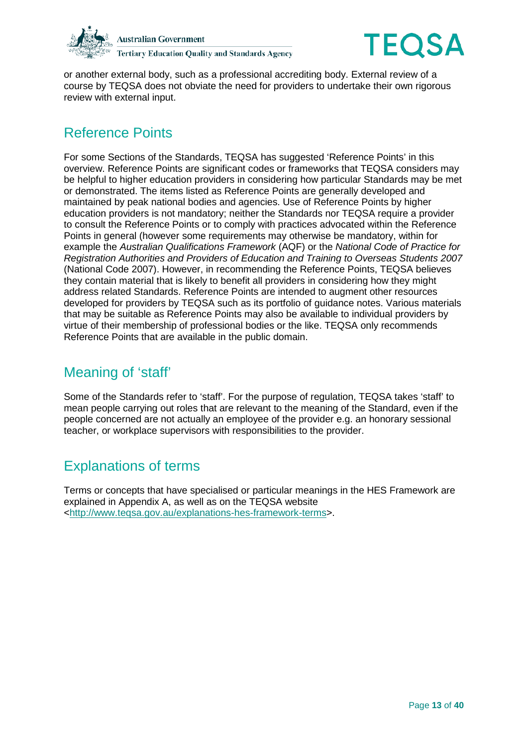or another external body, such as a professional accrediting body. External review of a course by TEQSA does not obviate the need for providers to undertake their own rigorous review with external input.

## Reference Points

For some Sections of the Standards, TEQSA has suggested 'Reference Points' in this overview. Reference Points are significant codes or frameworks that TEQSA considers may be helpful to higher education providers in considering how particular Standards may be met or demonstrated. The items listed as Reference Points are generally developed and maintained by peak national bodies and agencies. Use of Reference Points by higher education providers is not mandatory; neither the Standards nor TEQSA require a provider to consult the Reference Points or to comply with practices advocated within the Reference Points in general (however some requirements may otherwise be mandatory, within for example the *Australian Qualifications Framework* (AQF) or the *National Code of Practice for Registration Authorities and Providers of Education and Training to Overseas Students 2007* (National Code 2007). However, in recommending the Reference Points, TEQSA believes they contain material that is likely to benefit all providers in considering how they might address related Standards. Reference Points are intended to augment other resources developed for providers by TEQSA such as its portfolio of guidance notes. Various materials that may be suitable as Reference Points may also be available to individual providers by virtue of their membership of professional bodies or the like. TEQSA only recommends Reference Points that are available in the public domain.

## Meaning of 'staff'

Some of the Standards refer to 'staff'. For the purpose of regulation, TEQSA takes 'staff' to mean people carrying out roles that are relevant to the meaning of the Standard, even if the people concerned are not actually an employee of the provider e.g. an honorary sessional teacher, or workplace supervisors with responsibilities to the provider.

## Explanations of terms

Terms or concepts that have specialised or particular meanings in the HES Framework are explained in Appendix A, as well as on the TEQSA website <http://www.teqsa.gov.au/explanations-hes-framework-terms>.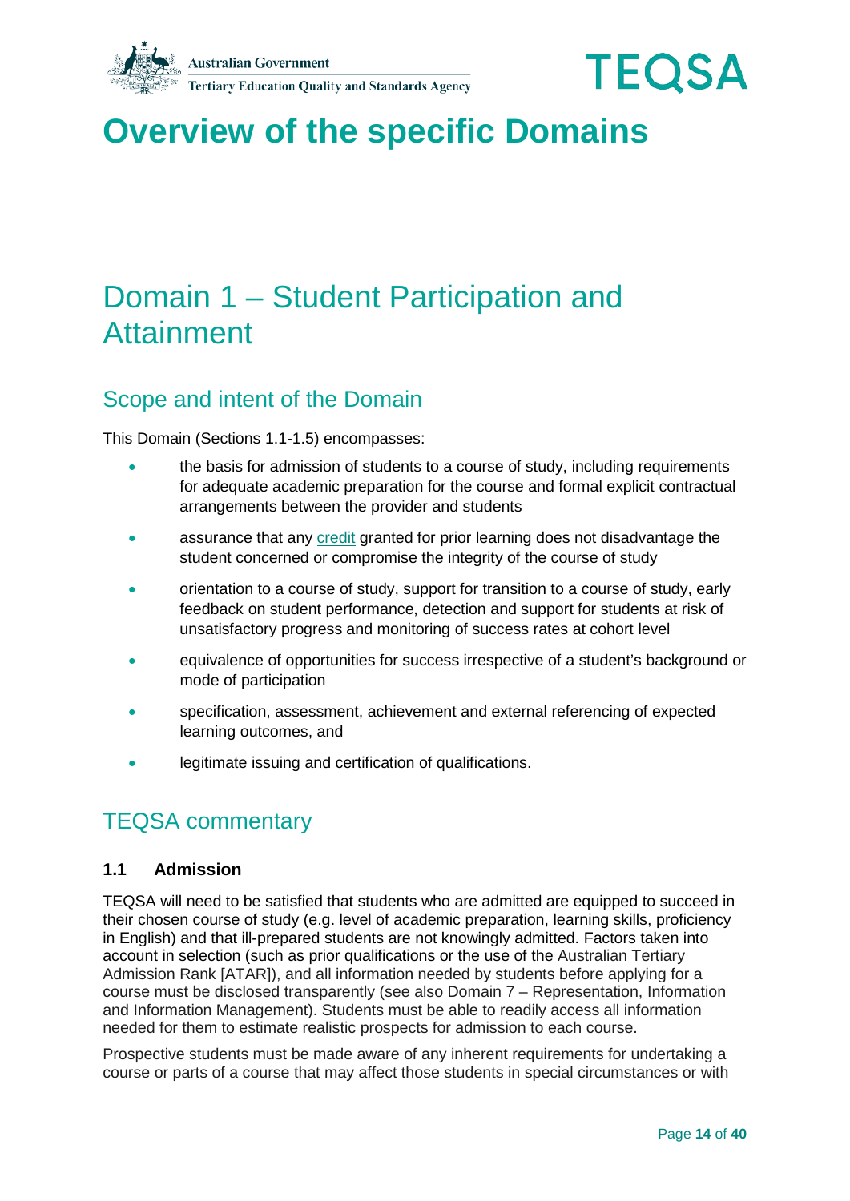# Overview of the specific Domains

## Domain 1 – Student Participation and Attainment

### Scope and intent of the Domain

This Domain (Sections 1.1-1.5) encompasses:

- the basis for admission of students to a course of study, including requirements for adequate academic preparation for the course and formal explicit contractual arrangements between the provider and students
- assurance that any credit granted for prior learning does not disadvantage the student concerned or compromise the integrity of the course of study
- orientation to a course of study, support for transition to a course of study, early feedback on student performance, detection and support for students at risk of unsatisfactory progress and monitoring of success rates at cohort level
- equivalence of opportunities for success irrespective of a student's background or mode of participation
- specification, assessment, achievement and external referencing of expected learning outcomes, and
- legitimate issuing and certification of qualifications.

### TEQSA commentary

#### 1.1 Admission

TEQSA will need to be satisfied that students who are admitted are equipped to succeed in their chosen course of study (e.g. level of academic preparation, learning skills, proficiency in English) and that ill-prepared students are not knowingly admitted. Factors taken into account in selection (such as prior qualifications or the use of the Australian Tertiary Admission Rank [ATAR]), and all information needed by students before applying for a course must be disclosed transparently (see also Domain 7 – Representation, Information and Information Management). Students must be able to readily access all information needed for them to estimate realistic prospects for admission to each course.

Prospective students must be made aware of any inherent requirements for undertaking a course or parts of a course that may affect those students in special circumstances or with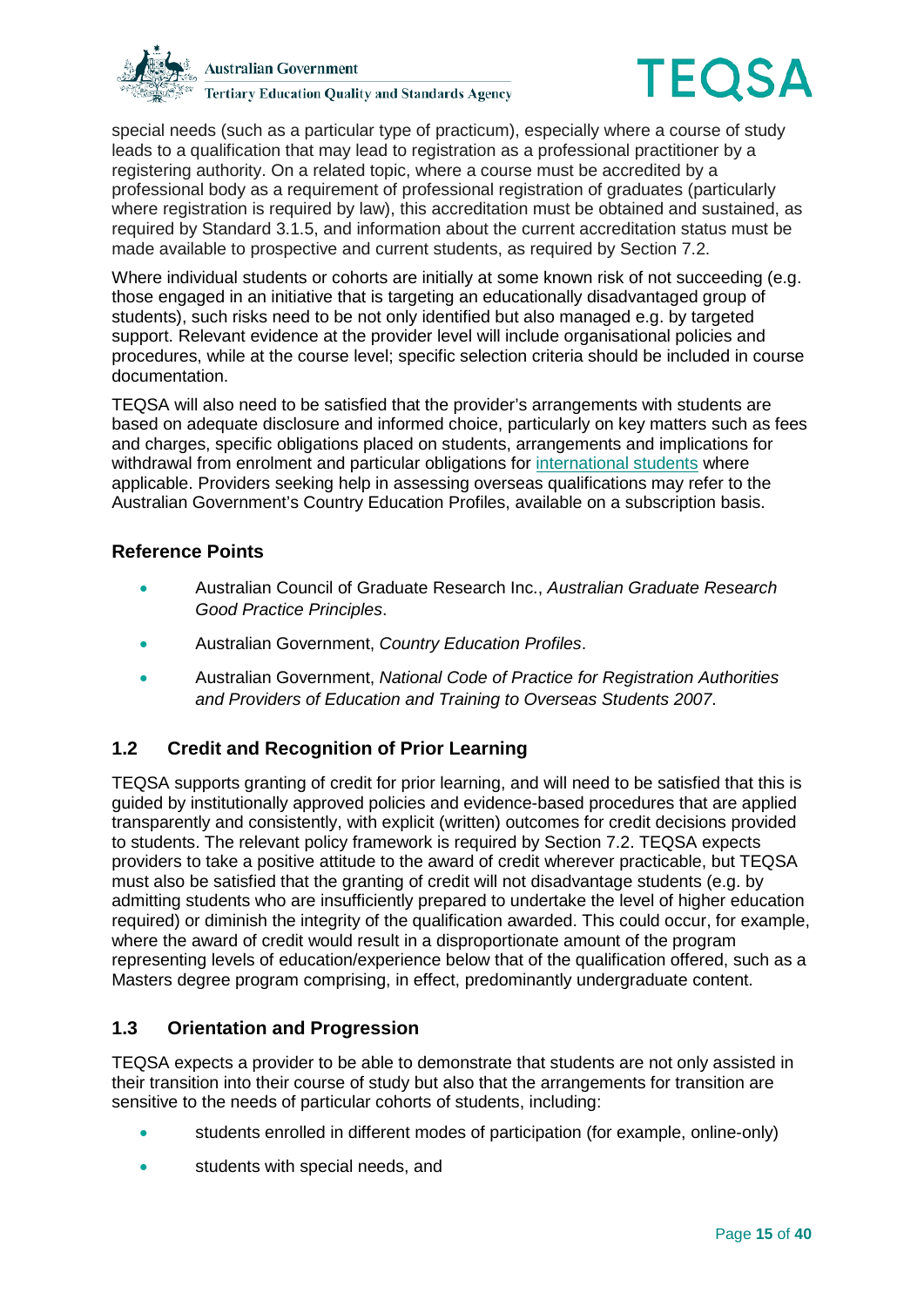special needs (such as a particular type of practicum), especially where a course of study leads to a qualification that may lead to registration as a professional practitioner by a registering authority. On a related topic, where a course must be accredited by a professional body as a requirement of professional registration of graduates (particularly where registration is required by law), this accreditation must be obtained and sustained, as required by Standard 3.1.5, and information about the current accreditation status must be made available to prospective and current students, as required by Section 7.2.

Where individual students or cohorts are initially at some known risk of not succeeding (e.g. those engaged in an initiative that is targeting an educationally disadvantaged group of students), such risks need to be not only identified but also managed e.g. by targeted support. Relevant evidence at the provider level will include organisational policies and procedures, while at the course level; specific selection criteria should be included in course documentation.

TEQSA will also need to be satisfied that the provider's arrangements with students are based on adequate disclosure and informed choice, particularly on key matters such as fees and charges, specific obligations placed on students, arrangements and implications for withdrawal from enrolment and particular obligations for international students where applicable. Providers seeking help in assessing overseas qualifications may refer to the Australian Government's Country Education Profiles, available on a subscription basis.

### Reference Points

- Australian Council of Graduate Research Inc., *Australian Graduate Research Good Practice Principles*.
- Australian Government, *Country Education Profiles*.
- Australian Government, *National Code of Practice for Registration Authorities and Providers of Education and Training to Overseas Students 2007*.

## 1.2 Credit and Recognition of Prior Learning

TEQSA supports granting of credit for prior learning, and will need to be satisfied that this is guided by institutionally approved policies and evidence-based procedures that are applied transparently and consistently, with explicit (written) outcomes for credit decisions provided to students. The relevant policy framework is required by Section 7.2. TEQSA expects providers to take a positive attitude to the award of credit wherever practicable, but TEQSA must also be satisfied that the granting of credit will not disadvantage students (e.g. by admitting students who are insufficiently prepared to undertake the level of higher education required) or diminish the integrity of the qualification awarded. This could occur, for example, where the award of credit would result in a disproportionate amount of the program representing levels of education/experience below that of the qualification offered, such as a Masters degree program comprising, in effect, predominantly undergraduate content.

## 1.3 Orientation and Progression

TEQSA expects a provider to be able to demonstrate that students are not only assisted in their transition into their course of study but also that the arrangements for transition are sensitive to the needs of particular cohorts of students, including:

- students enrolled in different modes of participation (for example, online-only)
- students with special needs, and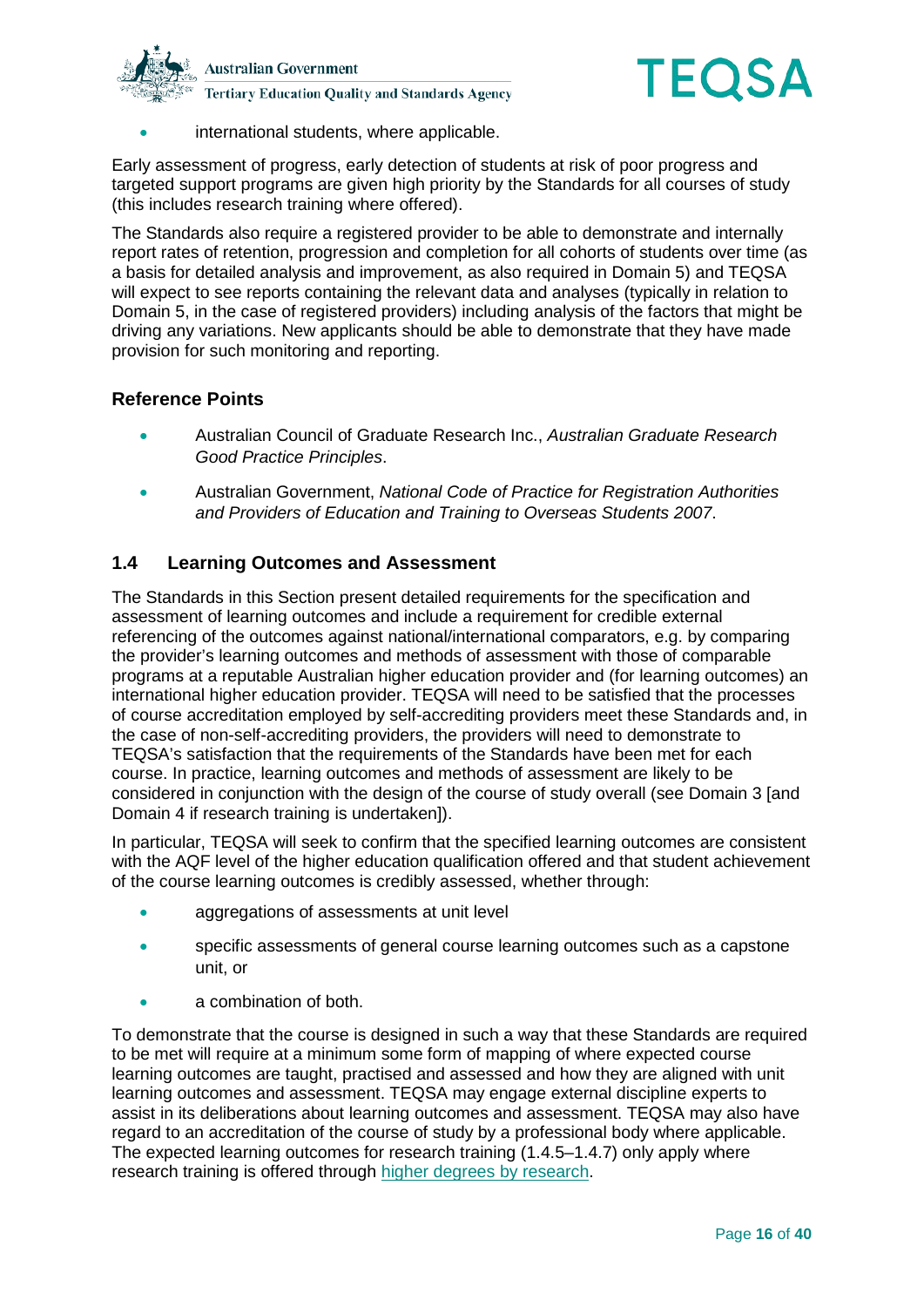- international students, where applicable.

Early assessment of progress, early detection of students at risk of poor progress and targeted support programs are given high priority by the Standards for all courses of study (this includes research training where offered).

The Standards also require a registered provider to be able to demonstrate and internally report rates of retention, progression and completion for all cohorts of students over time (as a basis for detailed analysis and improvement, as also required in Domain 5) and TEQSA will expect to see reports containing the relevant data and analyses (typically in relation to Domain 5, in the case of registered providers) including analysis of the factors that might be driving any variations. New applicants should be able to demonstrate that they have made provision for such monitoring and reporting.

### Reference Points

- Australian Council of Graduate Research Inc., *Australian Graduate Research Good Practice Principles*.
- Australian Government, *National Code of Practice for Registration Authorities and Providers of Education and Training to Overseas Students 2007*.

## 1.4 Learning Outcomes and Assessment

The Standards in this Section present detailed requirements for the specification and assessment of learning outcomes and include a requirement for credible external referencing of the outcomes against national/international comparators, e.g. by comparing the provider's learning outcomes and methods of assessment with those of comparable programs at a reputable Australian higher education provider and (for learning outcomes) an international higher education provider. TEQSA will need to be satisfied that the processes of course accreditation employed by self-accrediting providers meet these Standards and, in the case of non-self-accrediting providers, the providers will need to demonstrate to TEQSA's satisfaction that the requirements of the Standards have been met for each course. In practice, learning outcomes and methods of assessment are likely to be considered in conjunction with the design of the course of study overall (see Domain 3 [and Domain 4 if research training is undertaken]).

In particular, TEQSA will seek to confirm that the specified learning outcomes are consistent with the AQF level of the higher education qualification offered and that student achievement of the course learning outcomes is credibly assessed, whether through:

- aggregations of assessments at unit level
- specific assessments of general course learning outcomes such as a capstone unit, or
- a combination of both.

To demonstrate that the course is designed in such a way that these Standards are required to be met will require at a minimum some form of mapping of where expected course learning outcomes are taught, practised and assessed and how they are aligned with unit learning outcomes and assessment. TEQSA may engage external discipline experts to assist in its deliberations about learning outcomes and assessment. TEQSA may also have regard to an accreditation of the course of study by a professional body where applicable. The expected learning outcomes for research training (1.4.5–1.4.7) only apply where research training is offered through higher degrees by research.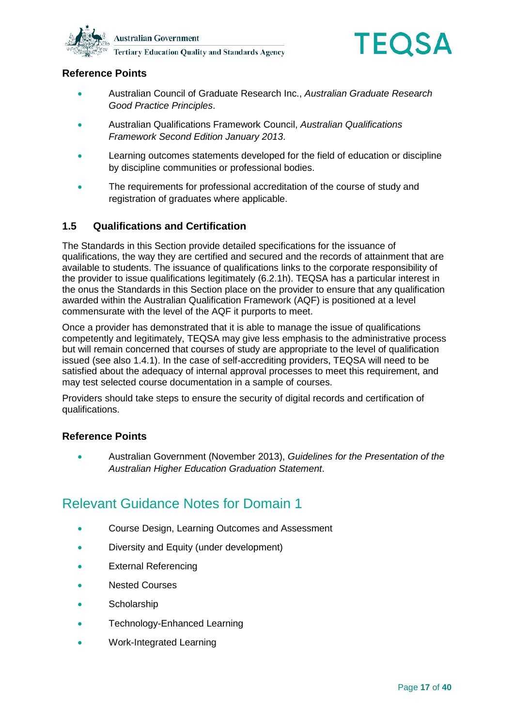### Reference Points

- Australian Council of Graduate Research Inc., *Australian Graduate Research Good Practice Principles*.
- Australian Qualifications Framework Council, *Australian Qualifications Framework Second Edition January 2013*.
- Learning outcomes statements developed for the field of education or discipline by discipline communities or professional bodies.
- The requirements for professional accreditation of the course of study and registration of graduates where applicable.

### 1.5 Qualifications and Certification

The Standards in this Section provide detailed specifications for the issuance of qualifications, the way they are certified and secured and the records of attainment that are available to students. The issuance of qualifications links to the corporate responsibility of the provider to issue qualifications legitimately (6.2.1h). TEQSA has a particular interest in the onus the Standards in this Section place on the provider to ensure that any qualification awarded within the Australian Qualification Framework (AQF) is positioned at a level commensurate with the level of the AQF it purports to meet.

Once a provider has demonstrated that it is able to manage the issue of qualifications competently and legitimately, TEQSA may give less emphasis to the administrative process but will remain concerned that courses of study are appropriate to the level of qualification issued (see also 1.4.1). In the case of self-accrediting providers, TEQSA will need to be satisfied about the adequacy of internal approval processes to meet this requirement, and may test selected course documentation in a sample of courses.

Providers should take steps to ensure the security of digital records and certification of qualifications.

### Reference Points

- Australian Government (November 2013), *Guidelines for the Presentation of the Australian Higher Education Graduation Statement*.

## Relevant Guidance Notes for Domain 1

- Course Design, Learning Outcomes and Assessment
- Diversity and Equity (under development)
- External Referencing
- Nested Courses
- Scholarship
- Technology-Enhanced Learning
- Work-Integrated Learning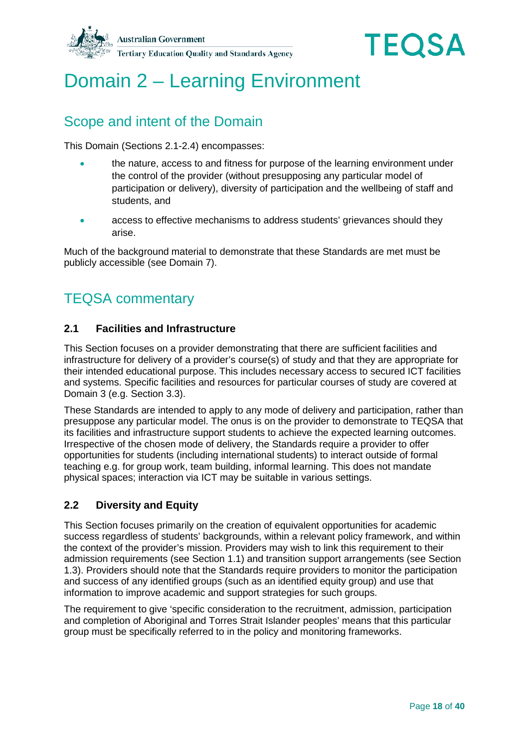# Domain 2 – Learning Environment

## Scope and intent of the Domain

This Domain (Sections 2.1-2.4) encompasses:

- the nature, access to and fitness for purpose of the learning environment under the control of the provider (without presupposing any particular model of participation or delivery), diversity of participation and the wellbeing of staff and students, and
- access to effective mechanisms to address students' grievances should they arise.

Much of the background material to demonstrate that these Standards are met must be publicly accessible (see Domain 7).

## TEQSA commentary

### 2.1 Facilities and Infrastructure

This Section focuses on a provider demonstrating that there are sufficient facilities and infrastructure for delivery of a provider's course(s) of study and that they are appropriate for their intended educational purpose. This includes necessary access to secured ICT facilities and systems. Specific facilities and resources for particular courses of study are covered at Domain 3 (e.g. Section 3.3).

These Standards are intended to apply to any mode of delivery and participation, rather than presuppose any particular model. The onus is on the provider to demonstrate to TEQSA that its facilities and infrastructure support students to achieve the expected learning outcomes. Irrespective of the chosen mode of delivery, the Standards require a provider to offer opportunities for students (including international students) to interact outside of formal teaching e.g. for group work, team building, informal learning. This does not mandate physical spaces; interaction via ICT may be suitable in various settings.

### 2.2 Diversity and Equity

This Section focuses primarily on the creation of equivalent opportunities for academic success regardless of students' backgrounds, within a relevant policy framework, and within the context of the provider's mission. Providers may wish to link this requirement to their admission requirements (see Section 1.1) and transition support arrangements (see Section 1.3). Providers should note that the Standards require providers to monitor the participation and success of any identified groups (such as an identified equity group) and use that information to improve academic and support strategies for such groups.

The requirement to give 'specific consideration to the recruitment, admission, participation and completion of Aboriginal and Torres Strait Islander peoples' means that this particular group must be specifically referred to in the policy and monitoring frameworks.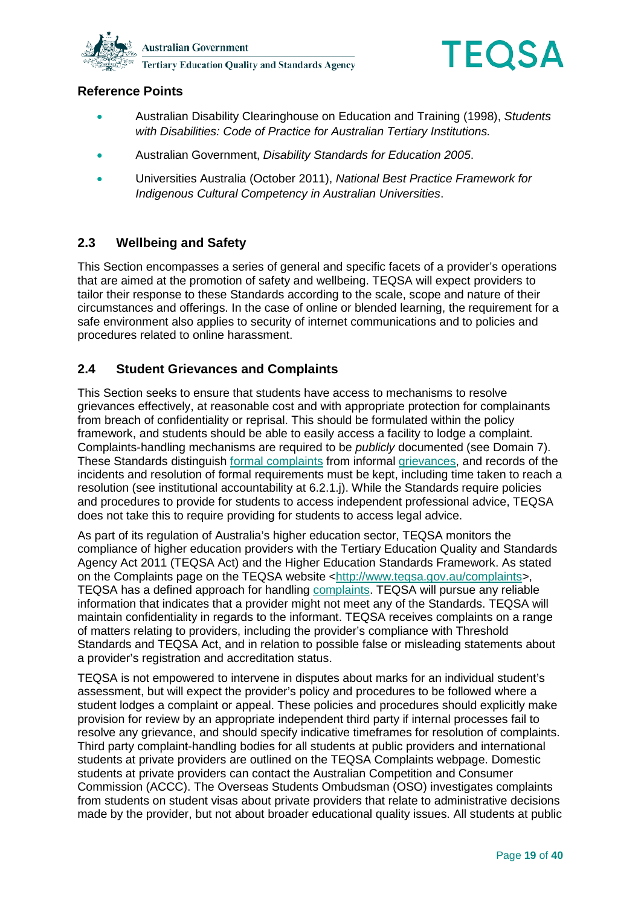### Reference Points

- Australian Disability Clearinghouse on Education and Training (1998), *Students with Disabilities: Code of Practice for Australian Tertiary Institutions.*
- Australian Government, *Disability Standards for Education 2005*.
- Universities Australia (October 2011), *National Best Practice Framework for Indigenous Cultural Competency in Australian Universities*.

## 2.3 Wellbeing and Safety

This Section encompasses a series of general and specific facets of a provider's operations that are aimed at the promotion of safety and wellbeing. TEQSA will expect providers to tailor their response to these Standards according to the scale, scope and nature of their circumstances and offerings. In the case of online or blended learning, the requirement for a safe environment also applies to security of internet communications and to policies and procedures related to online harassment.

## 2.4 Student Grievances and Complaints

This Section seeks to ensure that students have access to mechanisms to resolve grievances effectively, at reasonable cost and with appropriate protection for complainants from breach of confidentiality or reprisal. This should be formulated within the policy framework, and students should be able to easily access a facility to lodge a complaint. Complaints-handling mechanisms are required to be *publicly* documented (see Domain 7). These Standards distinguish formal complaints from informal grievances, and records of the incidents and resolution of formal requirements must be kept, including time taken to reach a resolution (see institutional accountability at 6.2.1.j). While the Standards require policies and procedures to provide for students to access independent professional advice, TEQSA does not take this to require providing for students to access legal advice.

As part of its regulation of Australia's higher education sector, TEQSA monitors the compliance of higher education providers with the Tertiary Education Quality and Standards Agency Act 2011 (TEQSA Act) and the Higher Education Standards Framework. As stated on the Complaints page on the TEQSA website <http://www.teqsa.gov.au/complaints>, TEQSA has a defined approach for handling complaints. TEQSA will pursue any reliable information that indicates that a provider might not meet any of the Standards. TEQSA will maintain confidentiality in regards to the informant. TEQSA receives complaints on a range of matters relating to providers, including the provider's compliance with Threshold Standards and TEQSA Act, and in relation to possible false or misleading statements about a provider's registration and accreditation status.

TEQSA is not empowered to intervene in disputes about marks for an individual student's assessment, but will expect the provider's policy and procedures to be followed where a student lodges a complaint or appeal. These policies and procedures should explicitly make provision for review by an appropriate independent third party if internal processes fail to resolve any grievance, and should specify indicative timeframes for resolution of complaints. Third party complaint-handling bodies for all students at public providers and international students at private providers are outlined on the TEQSA Complaints webpage. Domestic students at private providers can contact the Australian Competition and Consumer Commission (ACCC). The Overseas Students Ombudsman (OSO) investigates complaints from students on student visas about private providers that relate to administrative decisions made by the provider, but not about broader educational quality issues. All students at public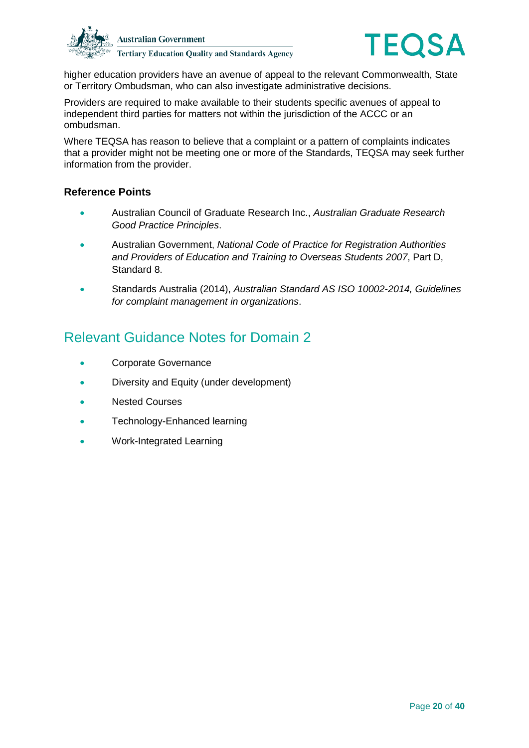higher education providers have an avenue of appeal to the relevant Commonwealth, State or Territory Ombudsman, who can also investigate administrative decisions.

Providers are required to make available to their students specific avenues of appeal to independent third parties for matters not within the jurisdiction of the ACCC or an ombudsman.

Where TEQSA has reason to believe that a complaint or a pattern of complaints indicates that a provider might not be meeting one or more of the Standards, TEQSA may seek further information from the provider.

### Reference Points

- Australian Council of Graduate Research Inc., *Australian Graduate Research Good Practice Principles*.
- Australian Government, *National Code of Practice for Registration Authorities and Providers of Education and Training to Overseas Students 2007*, Part D, Standard 8.
- Standards Australia (2014), *Australian Standard AS ISO 10002-2014, Guidelines for complaint management in organizations*.

## Relevant Guidance Notes for Domain 2

- Corporate Governance
- Diversity and Equity (under development)
- Nested Courses
- Technology-Enhanced learning
- Work-Integrated Learning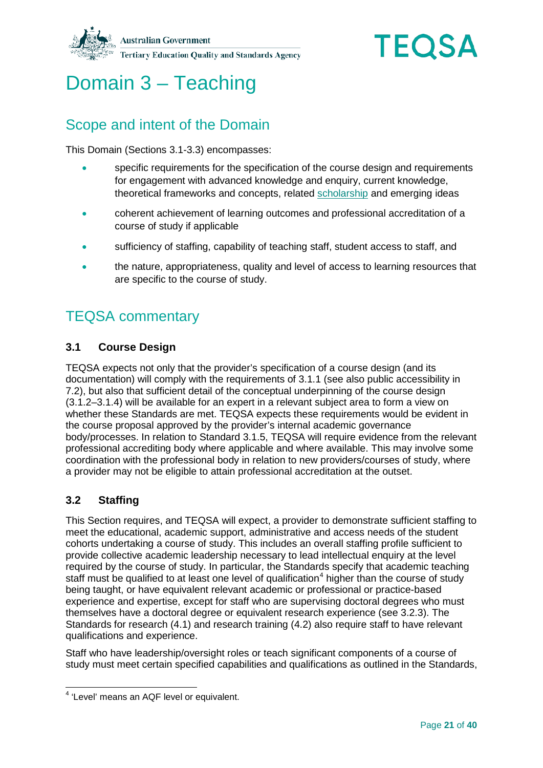# Domain 3 – Teaching

## Scope and intent of the Domain

This Domain (Sections 3.1-3.3) encompasses:

- specific requirements for the specification of the course design and requirements for engagement with advanced knowledge and enquiry, current knowledge, theoretical frameworks and concepts, related scholarship and emerging ideas
- coherent achievement of learning outcomes and professional accreditation of a course of study if applicable
- sufficiency of staffing, capability of teaching staff, student access to staff, and
- the nature, appropriateness, quality and level of access to learning resources that are specific to the course of study.

## TEQSA commentary

### 3.1 Course Design

TEQSA expects not only that the provider's specification of a course design (and its documentation) will comply with the requirements of 3.1.1 (see also public accessibility in 7.2), but also that sufficient detail of the conceptual underpinning of the course design (3.1.2–3.1.4) will be available for an expert in a relevant subject area to form a view on whether these Standards are met. TEQSA expects these requirements would be evident in the course proposal approved by the provider's internal academic governance body/processes. In relation to Standard 3.1.5, TEQSA will require evidence from the relevant professional accrediting body where applicable and where available. This may involve some coordination with the professional body in relation to new providers/courses of study, where a provider may not be eligible to attain professional accreditation at the outset.

### 3.2 Staffing

This Section requires, and TEQSA will expect, a provider to demonstrate sufficient staffing to meet the educational, academic support, administrative and access needs of the student cohorts undertaking a course of study. This includes an overall staffing profile sufficient to provide collective academic leadership necessary to lead intellectual enquiry at the level required by the course of study. In particular, the Standards specify that academic teaching staff must be qualified to at least one level of qualification[4] higher than the course of study being taught, or have equivalent relevant academic or professional or practice-based experience and expertise, except for staff who are supervising doctoral degrees who must themselves have a doctoral degree or equivalent research experience (see 3.2.3). The Standards for research (4.1) and research training (4.2) also require staff to have relevant qualifications and experience.

Staff who have leadership/oversight roles or teach significant components of a course of study must meet certain specified capabilities and qualifications as outlined in the Standards,

[4] 'Level' means an AQF level or equivalent.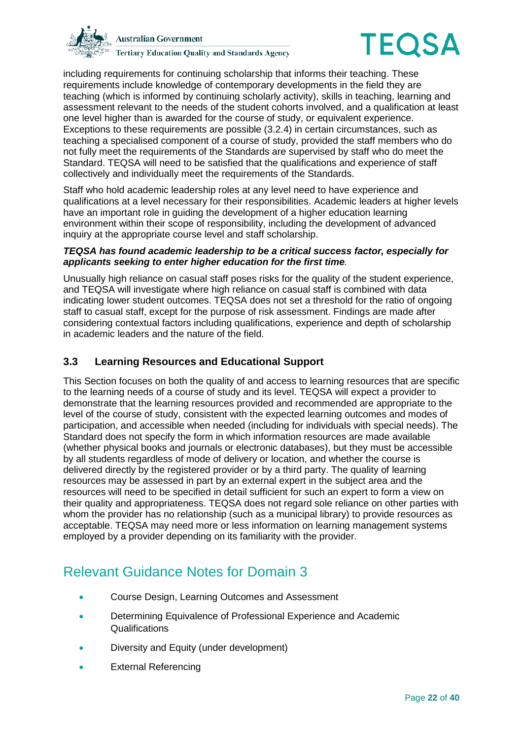including requirements for continuing scholarship that informs their teaching. These requirements include knowledge of contemporary developments in the field they are teaching (which is informed by continuing scholarly activity), skills in teaching, learning and assessment relevant to the needs of the student cohorts involved, and a qualification at least one level higher than is awarded for the course of study, or equivalent experience. Exceptions to these requirements are possible (3.2.4) in certain circumstances, such as teaching a specialised component of a course of study, provided the staff members who do not fully meet the requirements of the Standards are supervised by staff who do meet the Standard. TEQSA will need to be satisfied that the qualifications and experience of staff collectively and individually meet the requirements of the Standards.

Staff who hold academic leadership roles at any level need to have experience and qualifications at a level necessary for their responsibilities. Academic leaders at higher levels have an important role in guiding the development of a higher education learning environment within their scope of responsibility, including the development of advanced inquiry at the appropriate course level and staff scholarship.

***TEQSA has found academic leadership to be a critical success factor, especially for applicants seeking to enter higher education for the first time.***

Unusually high reliance on casual staff poses risks for the quality of the student experience, and TEQSA will investigate where high reliance on casual staff is combined with data indicating lower student outcomes. TEQSA does not set a threshold for the ratio of ongoing staff to casual staff, except for the purpose of risk assessment. Findings are made after considering contextual factors including qualifications, experience and depth of scholarship in academic leaders and the nature of the field.

### 3.3 Learning Resources and Educational Support

This Section focuses on both the quality of and access to learning resources that are specific to the learning needs of a course of study and its level. TEQSA will expect a provider to demonstrate that the learning resources provided and recommended are appropriate to the level of the course of study, consistent with the expected learning outcomes and modes of participation, and accessible when needed (including for individuals with special needs). The Standard does not specify the form in which information resources are made available (whether physical books and journals or electronic databases), but they must be accessible by all students regardless of mode of delivery or location, and whether the course is delivered directly by the registered provider or by a third party. The quality of learning resources may be assessed in part by an external expert in the subject area and the resources will need to be specified in detail sufficient for such an expert to form a view on their quality and appropriateness. TEQSA does not regard sole reliance on other parties with whom the provider has no relationship (such as a municipal library) to provide resources as acceptable. TEQSA may need more or less information on learning management systems employed by a provider depending on its familiarity with the provider.

## Relevant Guidance Notes for Domain 3

- Course Design, Learning Outcomes and Assessment
- Determining Equivalence of Professional Experience and Academic Qualifications
- Diversity and Equity (under development)
- External Referencing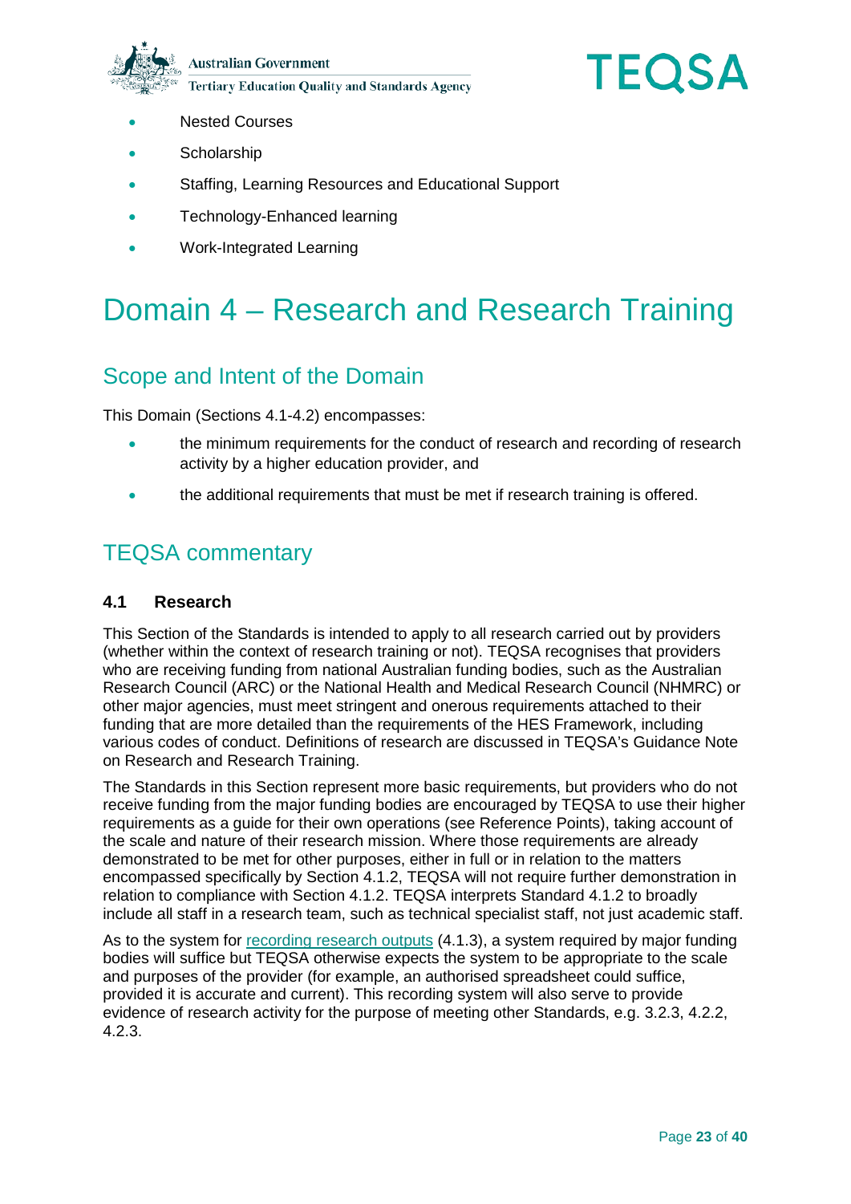- Nested Courses
- Scholarship
- Staffing, Learning Resources and Educational Support
- Technology-Enhanced learning
- Work-Integrated Learning

# Domain 4 – Research and Research Training

## Scope and Intent of the Domain

This Domain (Sections 4.1-4.2) encompasses:

- the minimum requirements for the conduct of research and recording of research activity by a higher education provider, and
- the additional requirements that must be met if research training is offered.

## TEQSA commentary

### 4.1 Research

This Section of the Standards is intended to apply to all research carried out by providers (whether within the context of research training or not). TEQSA recognises that providers who are receiving funding from national Australian funding bodies, such as the Australian Research Council (ARC) or the National Health and Medical Research Council (NHMRC) or other major agencies, must meet stringent and onerous requirements attached to their funding that are more detailed than the requirements of the HES Framework, including various codes of conduct. Definitions of research are discussed in TEQSA's Guidance Note on Research and Research Training.

The Standards in this Section represent more basic requirements, but providers who do not receive funding from the major funding bodies are encouraged by TEQSA to use their higher requirements as a guide for their own operations (see Reference Points), taking account of the scale and nature of their research mission. Where those requirements are already demonstrated to be met for other purposes, either in full or in relation to the matters encompassed specifically by Section 4.1.2, TEQSA will not require further demonstration in relation to compliance with Section 4.1.2. TEQSA interprets Standard 4.1.2 to broadly include all staff in a research team, such as technical specialist staff, not just academic staff.

As to the system for recording research outputs (4.1.3), a system required by major funding bodies will suffice but TEQSA otherwise expects the system to be appropriate to the scale and purposes of the provider (for example, an authorised spreadsheet could suffice, provided it is accurate and current). This recording system will also serve to provide evidence of research activity for the purpose of meeting other Standards, e.g. 3.2.3, 4.2.2, 4.2.3.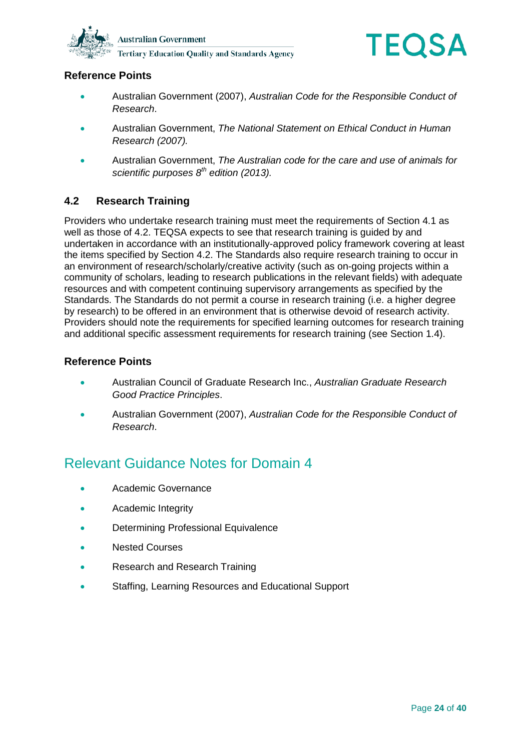### Reference Points

- Australian Government (2007), *Australian Code for the Responsible Conduct of Research*.
- Australian Government, *The National Statement on Ethical Conduct in Human Research (2007).*
- Australian Government, *The Australian code for the care and use of animals for scientific purposes 8th edition (2013).*

## 4.2 Research Training

Providers who undertake research training must meet the requirements of Section 4.1 as well as those of 4.2. TEQSA expects to see that research training is guided by and undertaken in accordance with an institutionally-approved policy framework covering at least the items specified by Section 4.2. The Standards also require research training to occur in an environment of research/scholarly/creative activity (such as on-going projects within a community of scholars, leading to research publications in the relevant fields) with adequate resources and with competent continuing supervisory arrangements as specified by the Standards. The Standards do not permit a course in research training (i.e. a higher degree by research) to be offered in an environment that is otherwise devoid of research activity. Providers should note the requirements for specified learning outcomes for research training and additional specific assessment requirements for research training (see Section 1.4).

### Reference Points

- Australian Council of Graduate Research Inc., *Australian Graduate Research Good Practice Principles*.
- Australian Government (2007), *Australian Code for the Responsible Conduct of Research*.

## Relevant Guidance Notes for Domain 4

- Academic Governance
- Academic Integrity
- Determining Professional Equivalence
- Nested Courses
- Research and Research Training
- Staffing, Learning Resources and Educational Support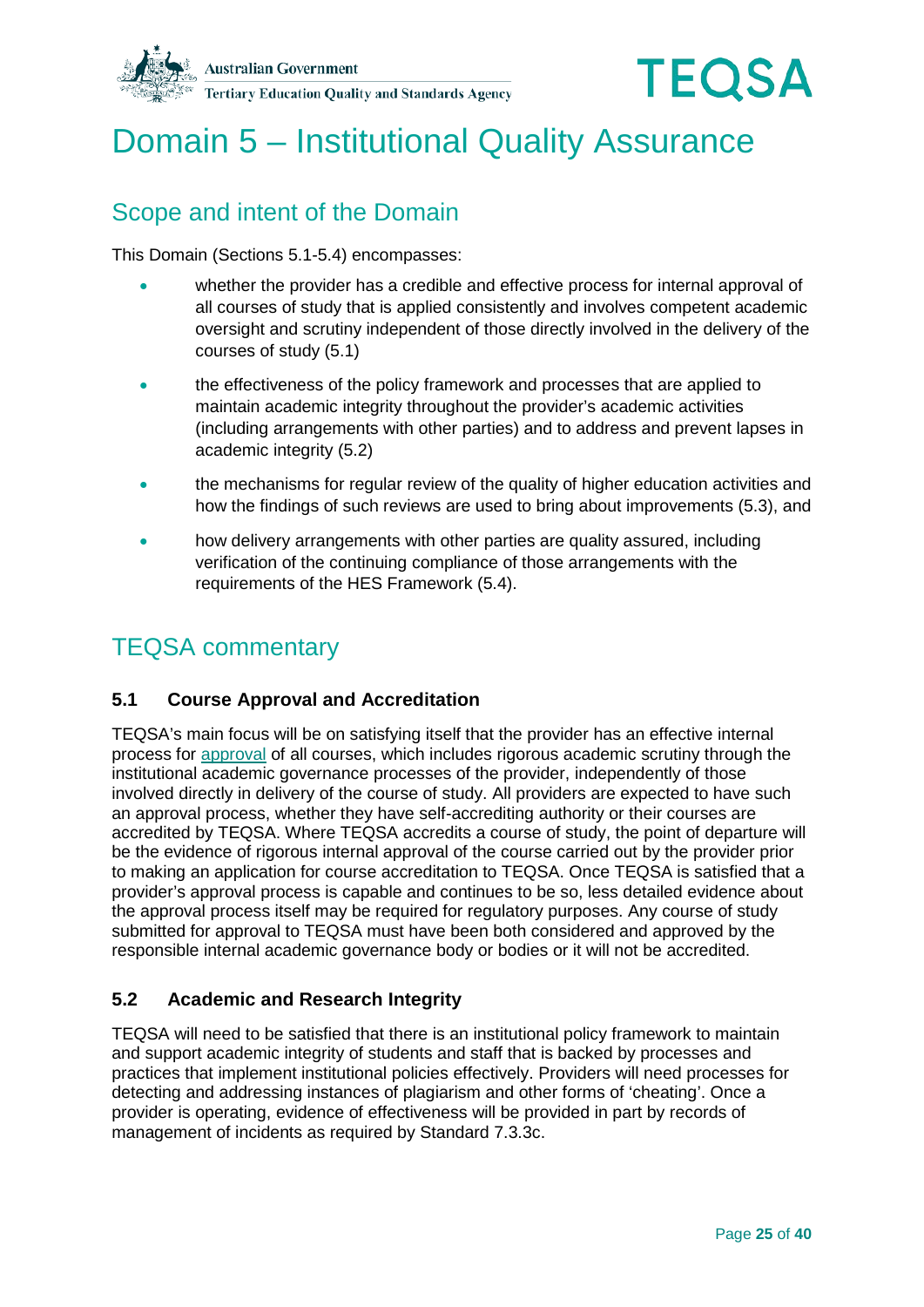# Domain 5 – Institutional Quality Assurance

## Scope and intent of the Domain

This Domain (Sections 5.1-5.4) encompasses:

- whether the provider has a credible and effective process for internal approval of all courses of study that is applied consistently and involves competent academic oversight and scrutiny independent of those directly involved in the delivery of the courses of study (5.1)
- the effectiveness of the policy framework and processes that are applied to maintain academic integrity throughout the provider's academic activities (including arrangements with other parties) and to address and prevent lapses in academic integrity (5.2)
- the mechanisms for regular review of the quality of higher education activities and how the findings of such reviews are used to bring about improvements (5.3), and
- how delivery arrangements with other parties are quality assured, including verification of the continuing compliance of those arrangements with the requirements of the HES Framework (5.4).

## TEQSA commentary

### 5.1 Course Approval and Accreditation

TEQSA's main focus will be on satisfying itself that the provider has an effective internal process for approval of all courses, which includes rigorous academic scrutiny through the institutional academic governance processes of the provider, independently of those involved directly in delivery of the course of study. All providers are expected to have such an approval process, whether they have self-accrediting authority or their courses are accredited by TEQSA. Where TEQSA accredits a course of study, the point of departure will be the evidence of rigorous internal approval of the course carried out by the provider prior to making an application for course accreditation to TEQSA. Once TEQSA is satisfied that a provider's approval process is capable and continues to be so, less detailed evidence about the approval process itself may be required for regulatory purposes. Any course of study submitted for approval to TEQSA must have been both considered and approved by the responsible internal academic governance body or bodies or it will not be accredited.

### 5.2 Academic and Research Integrity

TEQSA will need to be satisfied that there is an institutional policy framework to maintain and support academic integrity of students and staff that is backed by processes and practices that implement institutional policies effectively. Providers will need processes for detecting and addressing instances of plagiarism and other forms of 'cheating'. Once a provider is operating, evidence of effectiveness will be provided in part by records of management of incidents as required by Standard 7.3.3c.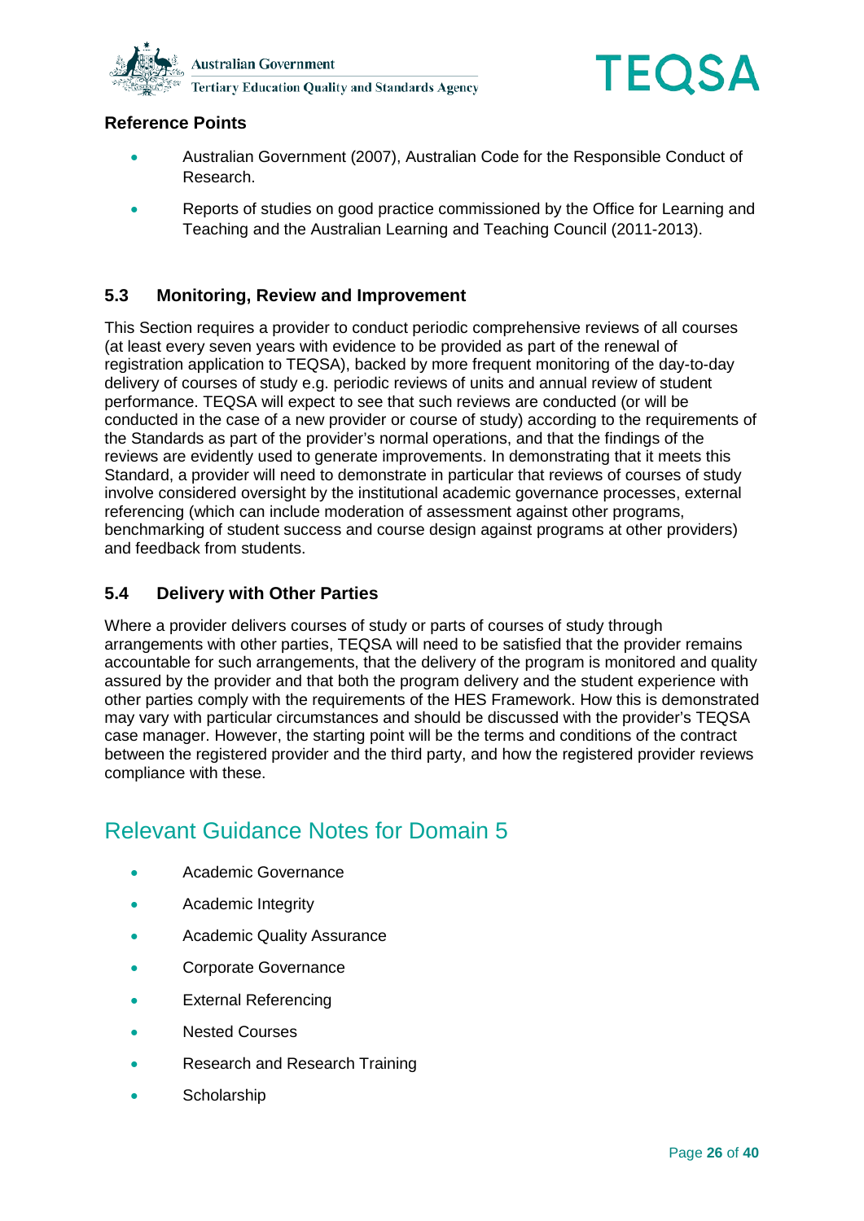### Reference Points

- Australian Government (2007), Australian Code for the Responsible Conduct of Research.
- Reports of studies on good practice commissioned by the Office for Learning and Teaching and the Australian Learning and Teaching Council (2011-2013).

### 5.3 Monitoring, Review and Improvement

This Section requires a provider to conduct periodic comprehensive reviews of all courses (at least every seven years with evidence to be provided as part of the renewal of registration application to TEQSA), backed by more frequent monitoring of the day-to-day delivery of courses of study e.g. periodic reviews of units and annual review of student performance. TEQSA will expect to see that such reviews are conducted (or will be conducted in the case of a new provider or course of study) according to the requirements of the Standards as part of the provider's normal operations, and that the findings of the reviews are evidently used to generate improvements. In demonstrating that it meets this Standard, a provider will need to demonstrate in particular that reviews of courses of study involve considered oversight by the institutional academic governance processes, external referencing (which can include moderation of assessment against other programs, benchmarking of student success and course design against programs at other providers) and feedback from students.

### 5.4 Delivery with Other Parties

Where a provider delivers courses of study or parts of courses of study through arrangements with other parties, TEQSA will need to be satisfied that the provider remains accountable for such arrangements, that the delivery of the program is monitored and quality assured by the provider and that both the program delivery and the student experience with other parties comply with the requirements of the HES Framework. How this is demonstrated may vary with particular circumstances and should be discussed with the provider's TEQSA case manager. However, the starting point will be the terms and conditions of the contract between the registered provider and the third party, and how the registered provider reviews compliance with these.

## Relevant Guidance Notes for Domain 5

- Academic Governance
- Academic Integrity
- Academic Quality Assurance
- Corporate Governance
- External Referencing
- Nested Courses
- Research and Research Training
- Scholarship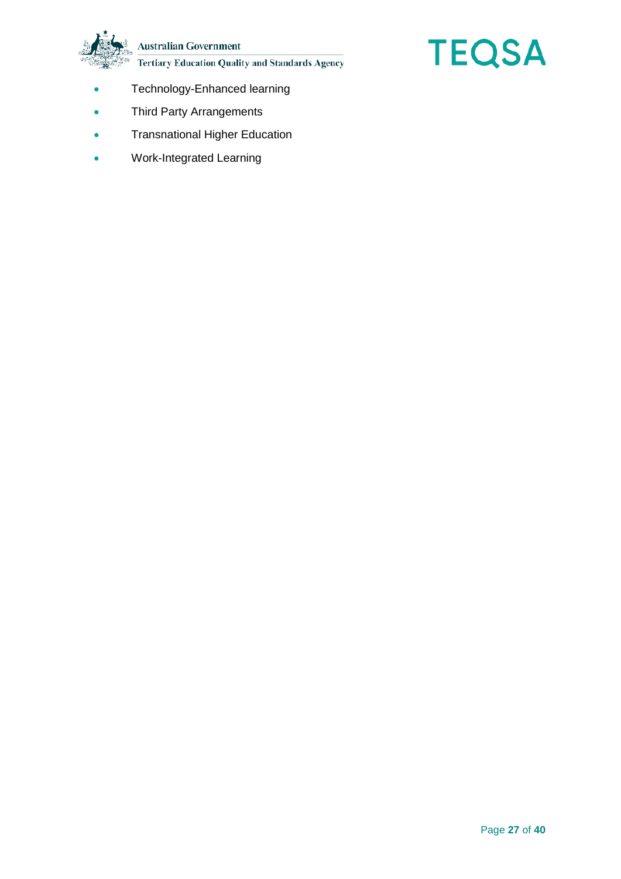- Technology-Enhanced learning
- Third Party Arrangements
- Transnational Higher Education
- Work-Integrated Learning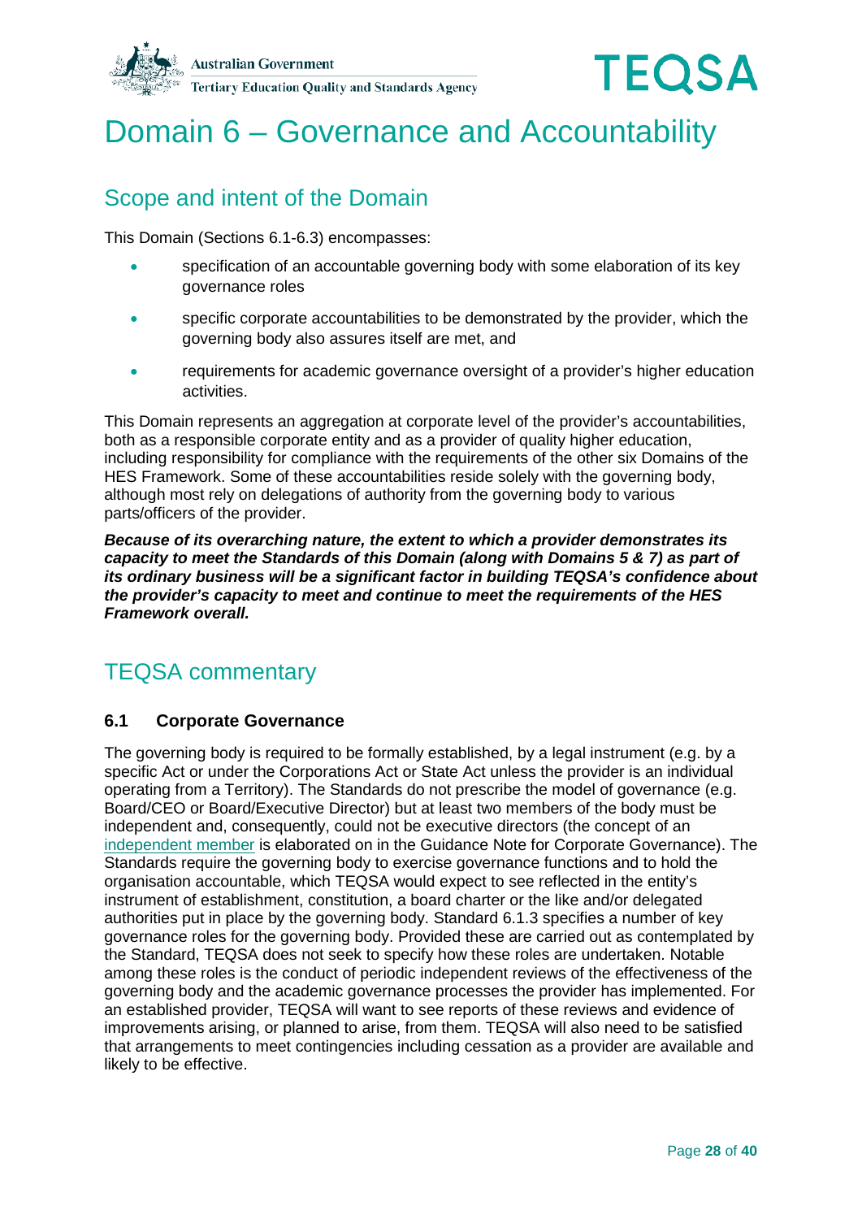# Domain 6 – Governance and Accountability

## Scope and intent of the Domain

This Domain (Sections 6.1-6.3) encompasses:

- specification of an accountable governing body with some elaboration of its key governance roles
- specific corporate accountabilities to be demonstrated by the provider, which the governing body also assures itself are met, and
- requirements for academic governance oversight of a provider's higher education activities.

This Domain represents an aggregation at corporate level of the provider's accountabilities, both as a responsible corporate entity and as a provider of quality higher education, including responsibility for compliance with the requirements of the other six Domains of the HES Framework. Some of these accountabilities reside solely with the governing body, although most rely on delegations of authority from the governing body to various parts/officers of the provider.

***Because of its overarching nature, the extent to which a provider demonstrates its capacity to meet the Standards of this Domain (along with Domains 5 & 7) as part of its ordinary business will be a significant factor in building TEQSA's confidence about the provider's capacity to meet and continue to meet the requirements of the HES Framework overall.***

## TEQSA commentary

### 6.1 Corporate Governance

The governing body is required to be formally established, by a legal instrument (e.g. by a specific Act or under the Corporations Act or State Act unless the provider is an individual operating from a Territory). The Standards do not prescribe the model of governance (e.g. Board/CEO or Board/Executive Director) but at least two members of the body must be independent and, consequently, could not be executive directors (the concept of an independent member is elaborated on in the Guidance Note for Corporate Governance). The Standards require the governing body to exercise governance functions and to hold the organisation accountable, which TEQSA would expect to see reflected in the entity's instrument of establishment, constitution, a board charter or the like and/or delegated authorities put in place by the governing body. Standard 6.1.3 specifies a number of key governance roles for the governing body. Provided these are carried out as contemplated by the Standard, TEQSA does not seek to specify how these roles are undertaken. Notable among these roles is the conduct of periodic independent reviews of the effectiveness of the governing body and the academic governance processes the provider has implemented. For an established provider, TEQSA will want to see reports of these reviews and evidence of improvements arising, or planned to arise, from them. TEQSA will also need to be satisfied that arrangements to meet contingencies including cessation as a provider are available and likely to be effective.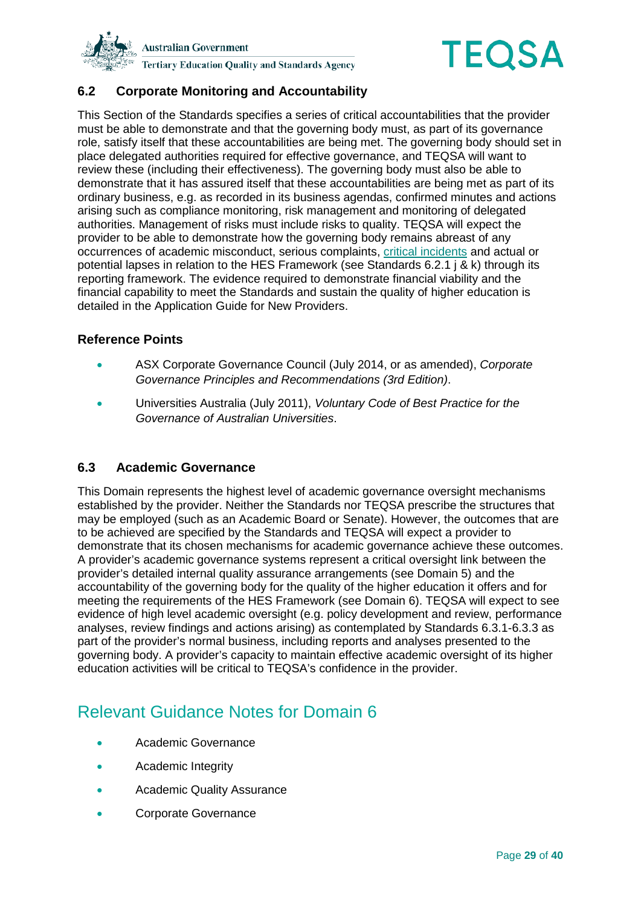### 6.2 Corporate Monitoring and Accountability

This Section of the Standards specifies a series of critical accountabilities that the provider must be able to demonstrate and that the governing body must, as part of its governance role, satisfy itself that these accountabilities are being met. The governing body should set in place delegated authorities required for effective governance, and TEQSA will want to review these (including their effectiveness). The governing body must also be able to demonstrate that it has assured itself that these accountabilities are being met as part of its ordinary business, e.g. as recorded in its business agendas, confirmed minutes and actions arising such as compliance monitoring, risk management and monitoring of delegated authorities. Management of risks must include risks to quality. TEQSA will expect the provider to be able to demonstrate how the governing body remains abreast of any occurrences of academic misconduct, serious complaints, critical incidents and actual or potential lapses in relation to the HES Framework (see Standards 6.2.1 j & k) through its reporting framework. The evidence required to demonstrate financial viability and the financial capability to meet the Standards and sustain the quality of higher education is detailed in the Application Guide for New Providers.

#### Reference Points

- ASX Corporate Governance Council (July 2014, or as amended), *Corporate Governance Principles and Recommendations (3rd Edition)*.
- Universities Australia (July 2011), *Voluntary Code of Best Practice for the Governance of Australian Universities*.

### 6.3 Academic Governance

This Domain represents the highest level of academic governance oversight mechanisms established by the provider. Neither the Standards nor TEQSA prescribe the structures that may be employed (such as an Academic Board or Senate). However, the outcomes that are to be achieved are specified by the Standards and TEQSA will expect a provider to demonstrate that its chosen mechanisms for academic governance achieve these outcomes. A provider's academic governance systems represent a critical oversight link between the provider's detailed internal quality assurance arrangements (see Domain 5) and the accountability of the governing body for the quality of the higher education it offers and for meeting the requirements of the HES Framework (see Domain 6). TEQSA will expect to see evidence of high level academic oversight (e.g. policy development and review, performance analyses, review findings and actions arising) as contemplated by Standards 6.3.1-6.3.3 as part of the provider's normal business, including reports and analyses presented to the governing body. A provider's capacity to maintain effective academic oversight of its higher education activities will be critical to TEQSA's confidence in the provider.

## Relevant Guidance Notes for Domain 6

- Academic Governance
- Academic Integrity
- Academic Quality Assurance
- Corporate Governance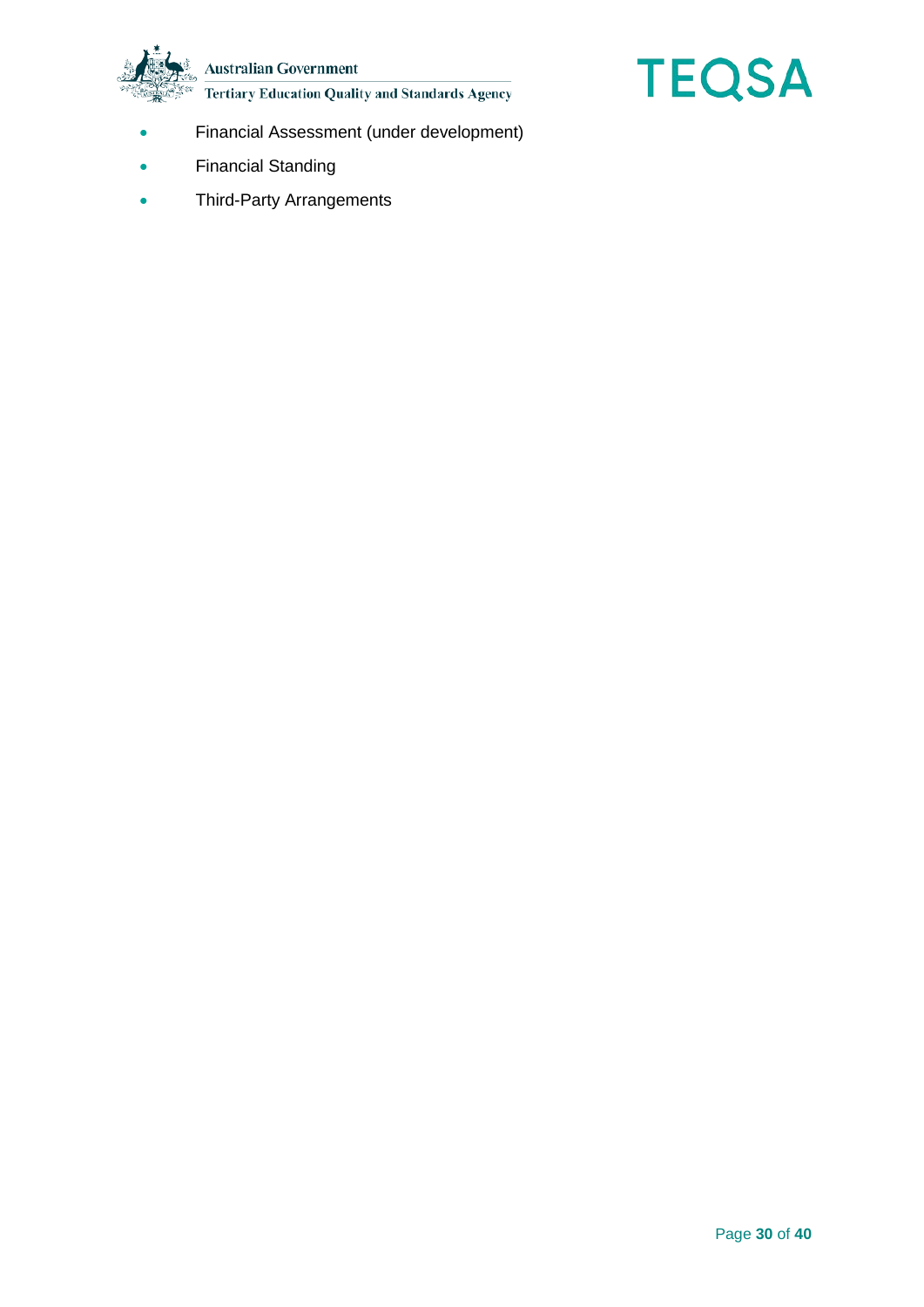- Financial Assessment (under development)
- Financial Standing
- Third-Party Arrangements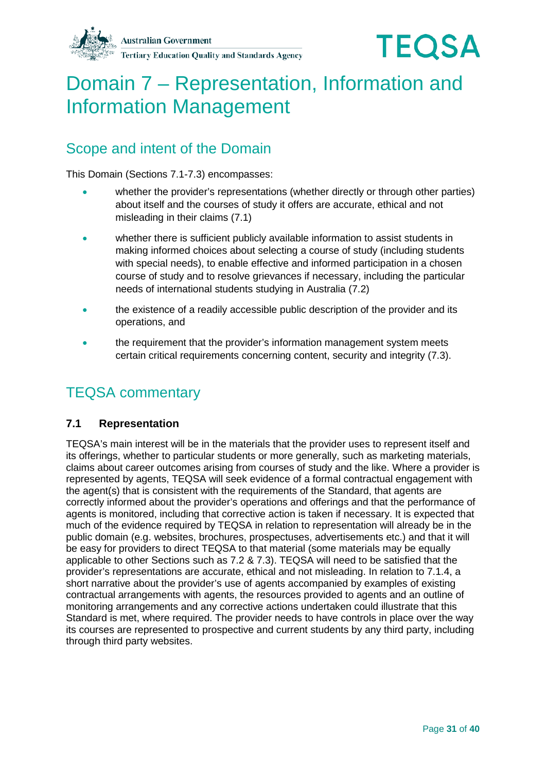# Domain 7 – Representation, Information and Information Management

## Scope and intent of the Domain

This Domain (Sections 7.1-7.3) encompasses:

- whether the provider's representations (whether directly or through other parties) about itself and the courses of study it offers are accurate, ethical and not misleading in their claims (7.1)
- whether there is sufficient publicly available information to assist students in making informed choices about selecting a course of study (including students with special needs), to enable effective and informed participation in a chosen course of study and to resolve grievances if necessary, including the particular needs of international students studying in Australia (7.2)
- the existence of a readily accessible public description of the provider and its operations, and
- the requirement that the provider's information management system meets certain critical requirements concerning content, security and integrity (7.3).

## TEQSA commentary

### 7.1 Representation

TEQSA's main interest will be in the materials that the provider uses to represent itself and its offerings, whether to particular students or more generally, such as marketing materials, claims about career outcomes arising from courses of study and the like. Where a provider is represented by agents, TEQSA will seek evidence of a formal contractual engagement with the agent(s) that is consistent with the requirements of the Standard, that agents are correctly informed about the provider's operations and offerings and that the performance of agents is monitored, including that corrective action is taken if necessary. It is expected that much of the evidence required by TEQSA in relation to representation will already be in the public domain (e.g. websites, brochures, prospectuses, advertisements etc.) and that it will be easy for providers to direct TEQSA to that material (some materials may be equally applicable to other Sections such as 7.2 & 7.3). TEQSA will need to be satisfied that the provider's representations are accurate, ethical and not misleading. In relation to 7.1.4, a short narrative about the provider's use of agents accompanied by examples of existing contractual arrangements with agents, the resources provided to agents and an outline of monitoring arrangements and any corrective actions undertaken could illustrate that this Standard is met, where required. The provider needs to have controls in place over the way its courses are represented to prospective and current students by any third party, including through third party websites.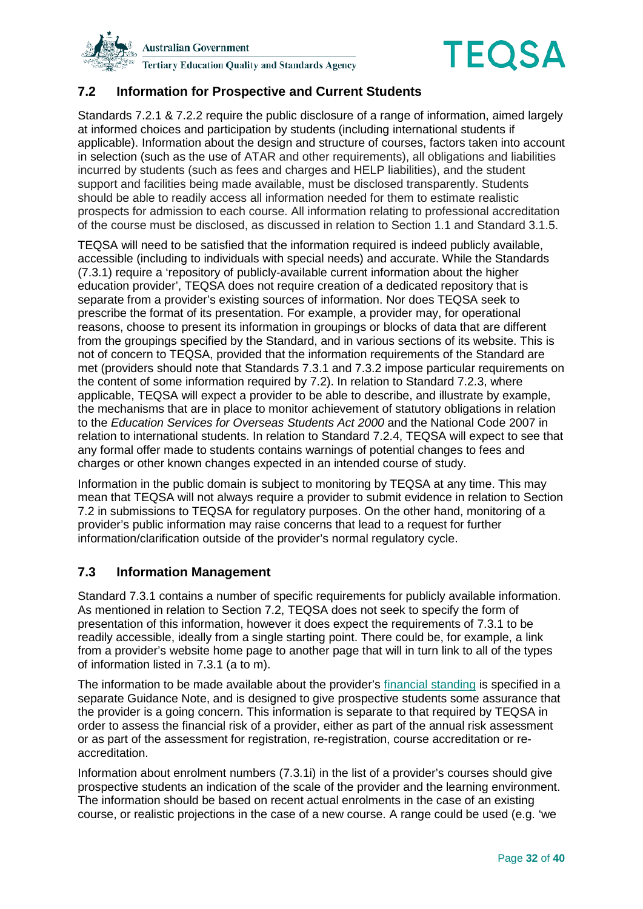## 7.2 Information for Prospective and Current Students

Standards 7.2.1 & 7.2.2 require the public disclosure of a range of information, aimed largely at informed choices and participation by students (including international students if applicable). Information about the design and structure of courses, factors taken into account in selection (such as the use of ATAR and other requirements), all obligations and liabilities incurred by students (such as fees and charges and HELP liabilities), and the student support and facilities being made available, must be disclosed transparently. Students should be able to readily access all information needed for them to estimate realistic prospects for admission to each course. All information relating to professional accreditation of the course must be disclosed, as discussed in relation to Section 1.1 and Standard 3.1.5.

TEQSA will need to be satisfied that the information required is indeed publicly available, accessible (including to individuals with special needs) and accurate. While the Standards (7.3.1) require a 'repository of publicly-available current information about the higher education provider', TEQSA does not require creation of a dedicated repository that is separate from a provider's existing sources of information. Nor does TEQSA seek to prescribe the format of its presentation. For example, a provider may, for operational reasons, choose to present its information in groupings or blocks of data that are different from the groupings specified by the Standard, and in various sections of its website. This is not of concern to TEQSA, provided that the information requirements of the Standard are met (providers should note that Standards 7.3.1 and 7.3.2 impose particular requirements on the content of some information required by 7.2). In relation to Standard 7.2.3, where applicable, TEQSA will expect a provider to be able to describe, and illustrate by example, the mechanisms that are in place to monitor achievement of statutory obligations in relation to the *Education Services for Overseas Students Act 2000* and the National Code 2007 in relation to international students. In relation to Standard 7.2.4, TEQSA will expect to see that any formal offer made to students contains warnings of potential changes to fees and charges or other known changes expected in an intended course of study.

Information in the public domain is subject to monitoring by TEQSA at any time. This may mean that TEQSA will not always require a provider to submit evidence in relation to Section 7.2 in submissions to TEQSA for regulatory purposes. On the other hand, monitoring of a provider's public information may raise concerns that lead to a request for further information/clarification outside of the provider's normal regulatory cycle.

## 7.3 Information Management

Standard 7.3.1 contains a number of specific requirements for publicly available information. As mentioned in relation to Section 7.2, TEQSA does not seek to specify the form of presentation of this information, however it does expect the requirements of 7.3.1 to be readily accessible, ideally from a single starting point. There could be, for example, a link from a provider's website home page to another page that will in turn link to all of the types of information listed in 7.3.1 (a to m).

The information to be made available about the provider's financial standing is specified in a separate Guidance Note, and is designed to give prospective students some assurance that the provider is a going concern. This information is separate to that required by TEQSA in order to assess the financial risk of a provider, either as part of the annual risk assessment or as part of the assessment for registration, re-registration, course accreditation or re-accreditation.

Information about enrolment numbers (7.3.1i) in the list of a provider's courses should give prospective students an indication of the scale of the provider and the learning environment. The information should be based on recent actual enrolments in the case of an existing course, or realistic projections in the case of a new course. A range could be used (e.g. 'we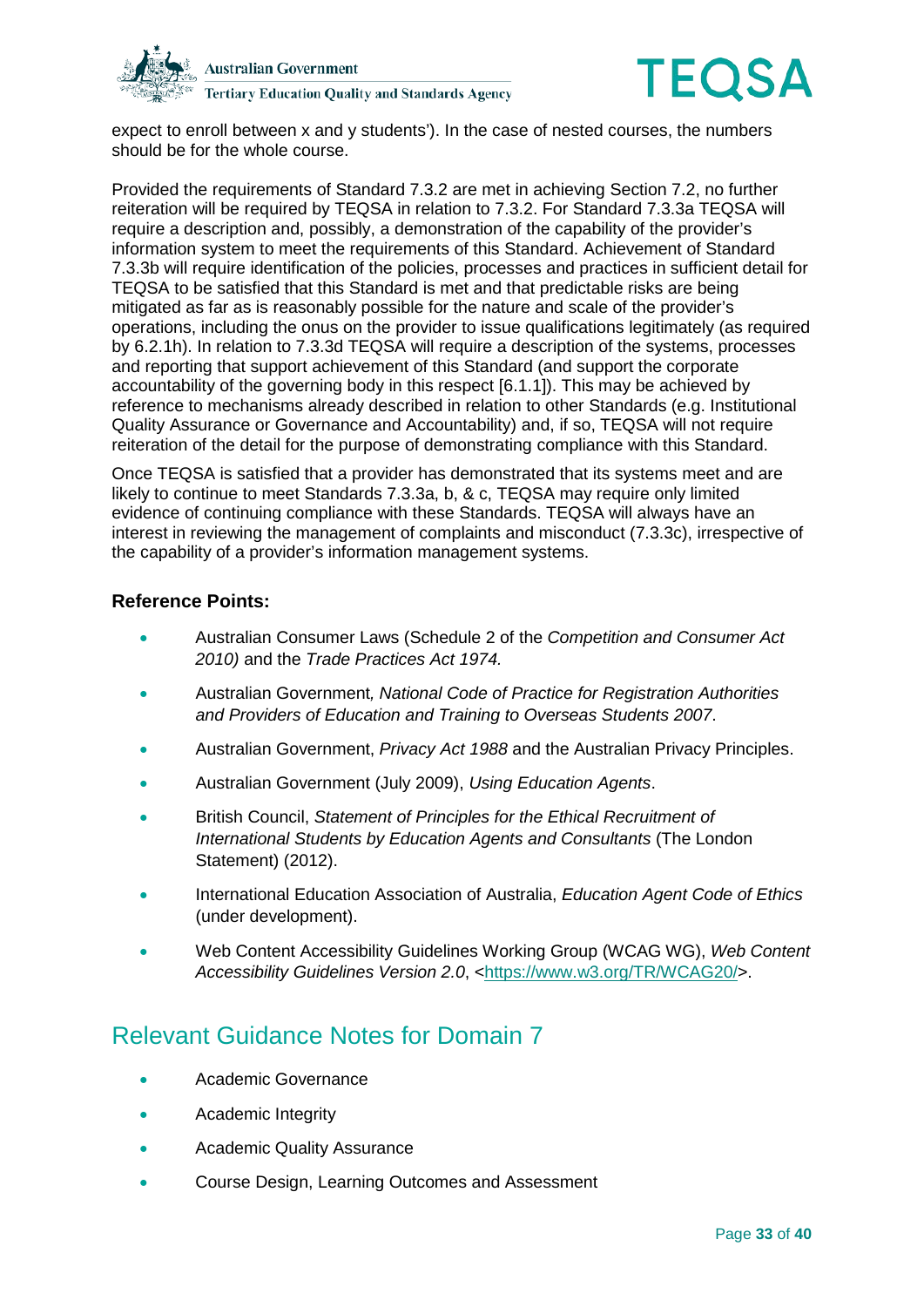expect to enroll between x and y students'). In the case of nested courses, the numbers should be for the whole course.

Provided the requirements of Standard 7.3.2 are met in achieving Section 7.2, no further reiteration will be required by TEQSA in relation to 7.3.2. For Standard 7.3.3a TEQSA will require a description and, possibly, a demonstration of the capability of the provider's information system to meet the requirements of this Standard. Achievement of Standard 7.3.3b will require identification of the policies, processes and practices in sufficient detail for TEQSA to be satisfied that this Standard is met and that predictable risks are being mitigated as far as is reasonably possible for the nature and scale of the provider's operations, including the onus on the provider to issue qualifications legitimately (as required by 6.2.1h). In relation to 7.3.3d TEQSA will require a description of the systems, processes and reporting that support achievement of this Standard (and support the corporate accountability of the governing body in this respect [6.1.1]). This may be achieved by reference to mechanisms already described in relation to other Standards (e.g. Institutional Quality Assurance or Governance and Accountability) and, if so, TEQSA will not require reiteration of the detail for the purpose of demonstrating compliance with this Standard.

Once TEQSA is satisfied that a provider has demonstrated that its systems meet and are likely to continue to meet Standards 7.3.3a, b, & c, TEQSA may require only limited evidence of continuing compliance with these Standards. TEQSA will always have an interest in reviewing the management of complaints and misconduct (7.3.3c), irrespective of the capability of a provider's information management systems.

**Reference Points:**

- Australian Consumer Laws (Schedule 2 of the *Competition and Consumer Act 2010)* and the *Trade Practices Act 1974.*
- Australian Government*, National Code of Practice for Registration Authorities and Providers of Education and Training to Overseas Students 2007*.
- Australian Government, *Privacy Act 1988* and the Australian Privacy Principles.
- Australian Government (July 2009), *Using Education Agents*.
- British Council, *Statement of Principles for the Ethical Recruitment of International Students by Education Agents and Consultants* (The London Statement) (2012).
- International Education Association of Australia, *Education Agent Code of Ethics* (under development).
- Web Content Accessibility Guidelines Working Group (WCAG WG), *Web Content Accessibility Guidelines Version 2.0*, <https://www.w3.org/TR/WCAG20/>.

## Relevant Guidance Notes for Domain 7

- Academic Governance
- Academic Integrity
- Academic Quality Assurance
- Course Design, Learning Outcomes and Assessment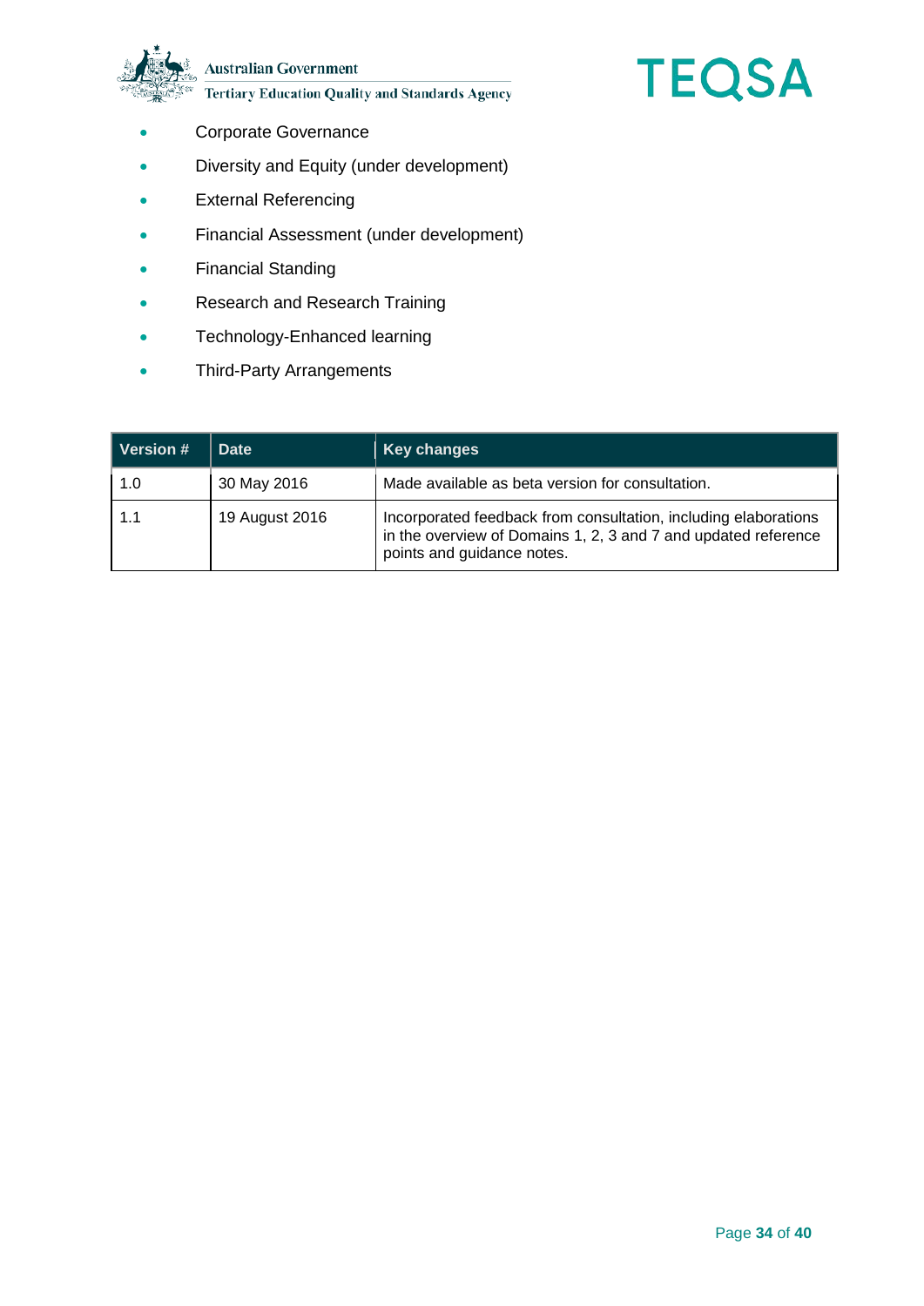- Corporate Governance
- Diversity and Equity (under development)
- External Referencing
- Financial Assessment (under development)
- Financial Standing
- Research and Research Training
- Technology-Enhanced learning
- Third-Party Arrangements

| Version # | Date | Key changes |
|---|---|---|
| 1.0 | 30 May 2016 | Made available as beta version for consultation. |
| 1.1 | 19 August 2016 | Incorporated feedback from consultation, including elaborations in the overview of Domains 1, 2, 3 and 7 and updated reference points and guidance notes. |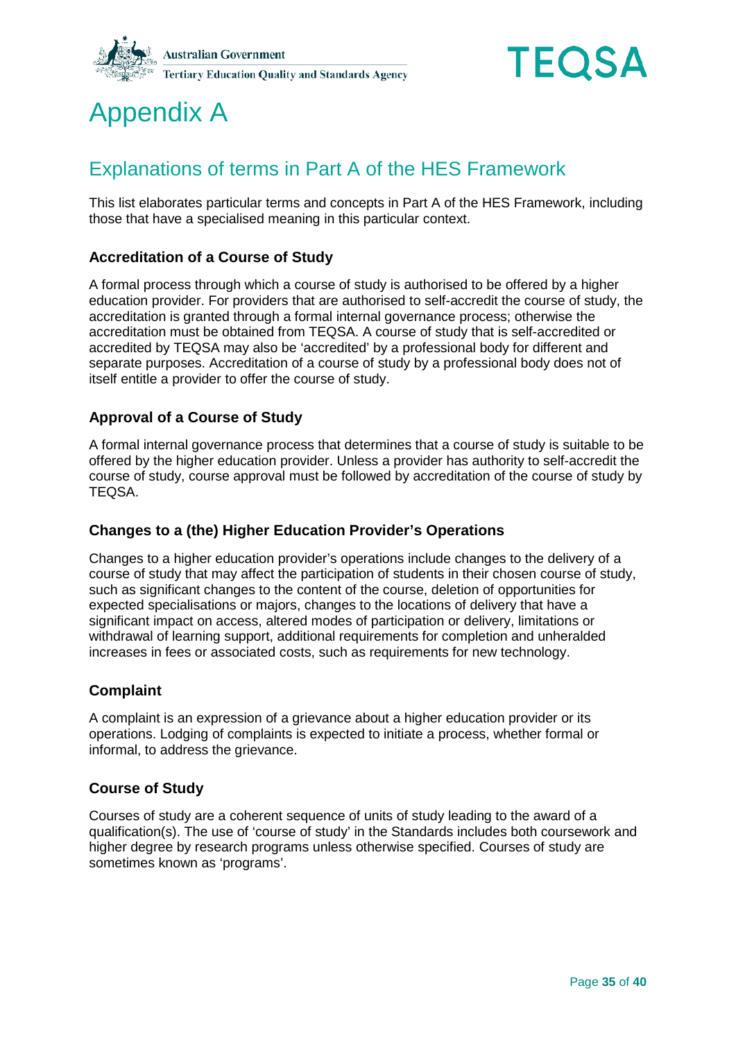# Appendix A

## Explanations of terms in Part A of the HES Framework

This list elaborates particular terms and concepts in Part A of the HES Framework, including those that have a specialised meaning in this particular context.

### Accreditation of a Course of Study

A formal process through which a course of study is authorised to be offered by a higher education provider. For providers that are authorised to self-accredit the course of study, the accreditation is granted through a formal internal governance process; otherwise the accreditation must be obtained from TEQSA. A course of study that is self-accredited or accredited by TEQSA may also be 'accredited' by a professional body for different and separate purposes. Accreditation of a course of study by a professional body does not of itself entitle a provider to offer the course of study.

### Approval of a Course of Study

A formal internal governance process that determines that a course of study is suitable to be offered by the higher education provider. Unless a provider has authority to self-accredit the course of study, course approval must be followed by accreditation of the course of study by TEQSA.

### Changes to a (the) Higher Education Provider's Operations

Changes to a higher education provider's operations include changes to the delivery of a course of study that may affect the participation of students in their chosen course of study, such as significant changes to the content of the course, deletion of opportunities for expected specialisations or majors, changes to the locations of delivery that have a significant impact on access, altered modes of participation or delivery, limitations or withdrawal of learning support, additional requirements for completion and unheralded increases in fees or associated costs, such as requirements for new technology.

### Complaint

A complaint is an expression of a grievance about a higher education provider or its operations. Lodging of complaints is expected to initiate a process, whether formal or informal, to address the grievance.

### Course of Study

Courses of study are a coherent sequence of units of study leading to the award of a qualification(s). The use of 'course of study' in the Standards includes both coursework and higher degree by research programs unless otherwise specified. Courses of study are sometimes known as 'programs'.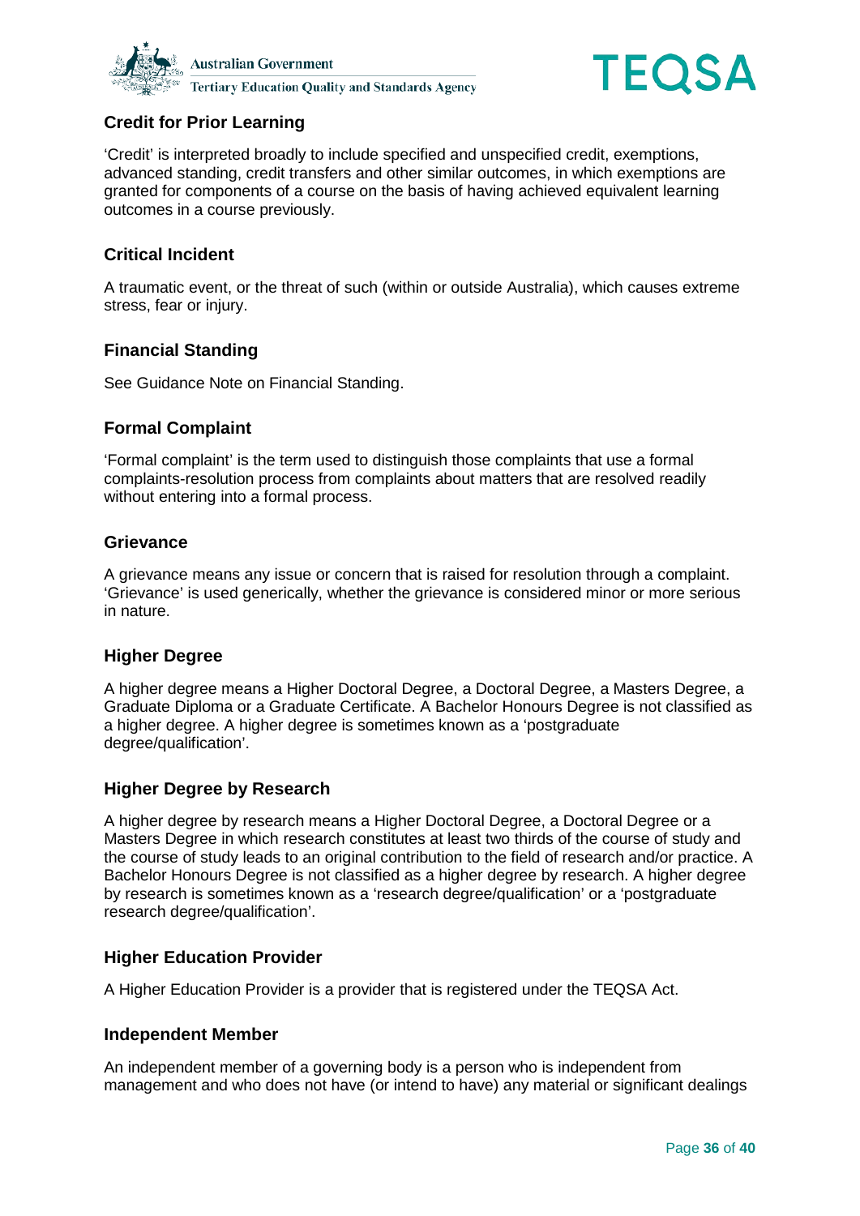### Credit for Prior Learning

'Credit' is interpreted broadly to include specified and unspecified credit, exemptions, advanced standing, credit transfers and other similar outcomes, in which exemptions are granted for components of a course on the basis of having achieved equivalent learning outcomes in a course previously.

### Critical Incident

A traumatic event, or the threat of such (within or outside Australia), which causes extreme stress, fear or injury.

### Financial Standing

See Guidance Note on Financial Standing.

### Formal Complaint

'Formal complaint' is the term used to distinguish those complaints that use a formal complaints-resolution process from complaints about matters that are resolved readily without entering into a formal process.

### Grievance

A grievance means any issue or concern that is raised for resolution through a complaint. 'Grievance' is used generically, whether the grievance is considered minor or more serious in nature.

### Higher Degree

A higher degree means a Higher Doctoral Degree, a Doctoral Degree, a Masters Degree, a Graduate Diploma or a Graduate Certificate. A Bachelor Honours Degree is not classified as a higher degree. A higher degree is sometimes known as a 'postgraduate degree/qualification'.

### Higher Degree by Research

A higher degree by research means a Higher Doctoral Degree, a Doctoral Degree or a Masters Degree in which research constitutes at least two thirds of the course of study and the course of study leads to an original contribution to the field of research and/or practice. A Bachelor Honours Degree is not classified as a higher degree by research. A higher degree by research is sometimes known as a 'research degree/qualification' or a 'postgraduate research degree/qualification'.

### Higher Education Provider

A Higher Education Provider is a provider that is registered under the TEQSA Act.

### Independent Member

An independent member of a governing body is a person who is independent from management and who does not have (or intend to have) any material or significant dealings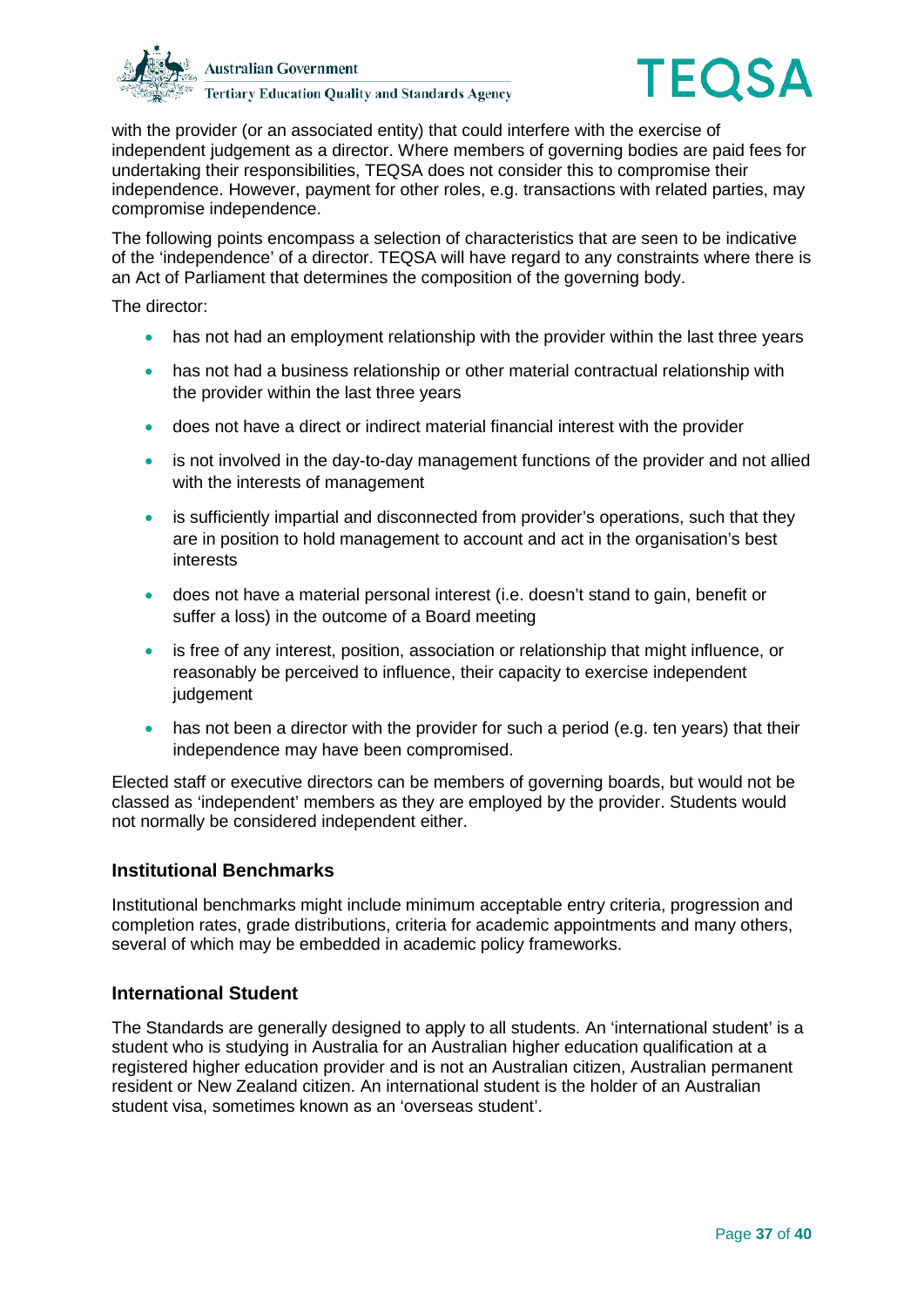with the provider (or an associated entity) that could interfere with the exercise of independent judgement as a director. Where members of governing bodies are paid fees for undertaking their responsibilities, TEQSA does not consider this to compromise their independence. However, payment for other roles, e.g. transactions with related parties, may compromise independence.

The following points encompass a selection of characteristics that are seen to be indicative of the 'independence' of a director. TEQSA will have regard to any constraints where there is an Act of Parliament that determines the composition of the governing body.

The director:

- has not had an employment relationship with the provider within the last three years
- has not had a business relationship or other material contractual relationship with the provider within the last three years
- does not have a direct or indirect material financial interest with the provider
- is not involved in the day-to-day management functions of the provider and not allied with the interests of management
- is sufficiently impartial and disconnected from provider's operations, such that they are in position to hold management to account and act in the organisation's best interests
- does not have a material personal interest (i.e. doesn't stand to gain, benefit or suffer a loss) in the outcome of a Board meeting
- is free of any interest, position, association or relationship that might influence, or reasonably be perceived to influence, their capacity to exercise independent judgement
- has not been a director with the provider for such a period (e.g. ten years) that their independence may have been compromised.

Elected staff or executive directors can be members of governing boards, but would not be classed as 'independent' members as they are employed by the provider. Students would not normally be considered independent either.

### Institutional Benchmarks

Institutional benchmarks might include minimum acceptable entry criteria, progression and completion rates, grade distributions, criteria for academic appointments and many others, several of which may be embedded in academic policy frameworks.

### International Student

The Standards are generally designed to apply to all students. An 'international student' is a student who is studying in Australia for an Australian higher education qualification at a registered higher education provider and is not an Australian citizen, Australian permanent resident or New Zealand citizen. An international student is the holder of an Australian student visa, sometimes known as an 'overseas student'.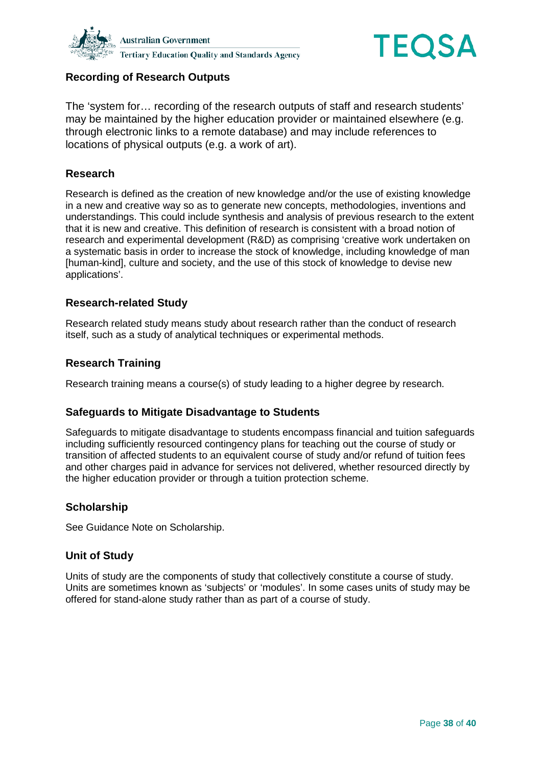### Recording of Research Outputs

The 'system for… recording of the research outputs of staff and research students' may be maintained by the higher education provider or maintained elsewhere (e.g. through electronic links to a remote database) and may include references to locations of physical outputs (e.g. a work of art).

### Research

Research is defined as the creation of new knowledge and/or the use of existing knowledge in a new and creative way so as to generate new concepts, methodologies, inventions and understandings. This could include synthesis and analysis of previous research to the extent that it is new and creative. This definition of research is consistent with a broad notion of research and experimental development (R&D) as comprising 'creative work undertaken on a systematic basis in order to increase the stock of knowledge, including knowledge of man [human-kind], culture and society, and the use of this stock of knowledge to devise new applications'.

### Research-related Study

Research related study means study about research rather than the conduct of research itself, such as a study of analytical techniques or experimental methods.

### Research Training

Research training means a course(s) of study leading to a higher degree by research.

### Safeguards to Mitigate Disadvantage to Students

Safeguards to mitigate disadvantage to students encompass financial and tuition safeguards including sufficiently resourced contingency plans for teaching out the course of study or transition of affected students to an equivalent course of study and/or refund of tuition fees and other charges paid in advance for services not delivered, whether resourced directly by the higher education provider or through a tuition protection scheme.

### Scholarship

See Guidance Note on Scholarship.

### Unit of Study

Units of study are the components of study that collectively constitute a course of study. Units are sometimes known as 'subjects' or 'modules'. In some cases units of study may be offered for stand-alone study rather than as part of a course of study.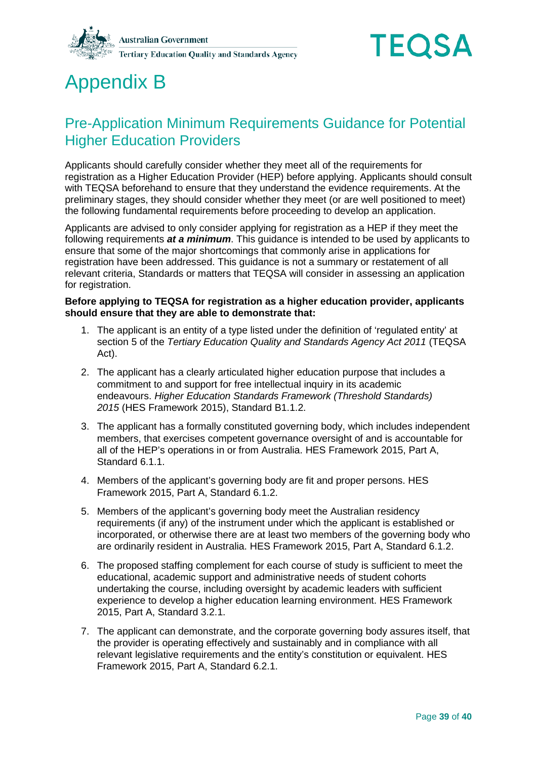# Appendix B

## Pre-Application Minimum Requirements Guidance for Potential Higher Education Providers

Applicants should carefully consider whether they meet all of the requirements for registration as a Higher Education Provider (HEP) before applying. Applicants should consult with TEQSA beforehand to ensure that they understand the evidence requirements. At the preliminary stages, they should consider whether they meet (or are well positioned to meet) the following fundamental requirements before proceeding to develop an application.

Applicants are advised to only consider applying for registration as a HEP if they meet the following requirements ***at a minimum***. This guidance is intended to be used by applicants to ensure that some of the major shortcomings that commonly arise in applications for registration have been addressed. This guidance is not a summary or restatement of all relevant criteria, Standards or matters that TEQSA will consider in assessing an application for registration.

**Before applying to TEQSA for registration as a higher education provider, applicants should ensure that they are able to demonstrate that:**

1. The applicant is an entity of a type listed under the definition of 'regulated entity' at section 5 of the *Tertiary Education Quality and Standards Agency Act 2011* (TEQSA Act).
2. The applicant has a clearly articulated higher education purpose that includes a commitment to and support for free intellectual inquiry in its academic endeavours. *Higher Education Standards Framework (Threshold Standards) 2015* (HES Framework 2015), Standard B1.1.2.
3. The applicant has a formally constituted governing body, which includes independent members, that exercises competent governance oversight of and is accountable for all of the HEP's operations in or from Australia. HES Framework 2015, Part A, Standard 6.1.1.
4. Members of the applicant's governing body are fit and proper persons. HES Framework 2015, Part A, Standard 6.1.2.
5. Members of the applicant's governing body meet the Australian residency requirements (if any) of the instrument under which the applicant is established or incorporated, or otherwise there are at least two members of the governing body who are ordinarily resident in Australia. HES Framework 2015, Part A, Standard 6.1.2.
6. The proposed staffing complement for each course of study is sufficient to meet the educational, academic support and administrative needs of student cohorts undertaking the course, including oversight by academic leaders with sufficient experience to develop a higher education learning environment. HES Framework 2015, Part A, Standard 3.2.1.
7. The applicant can demonstrate, and the corporate governing body assures itself, that the provider is operating effectively and sustainably and in compliance with all relevant legislative requirements and the entity's constitution or equivalent. HES Framework 2015, Part A, Standard 6.2.1.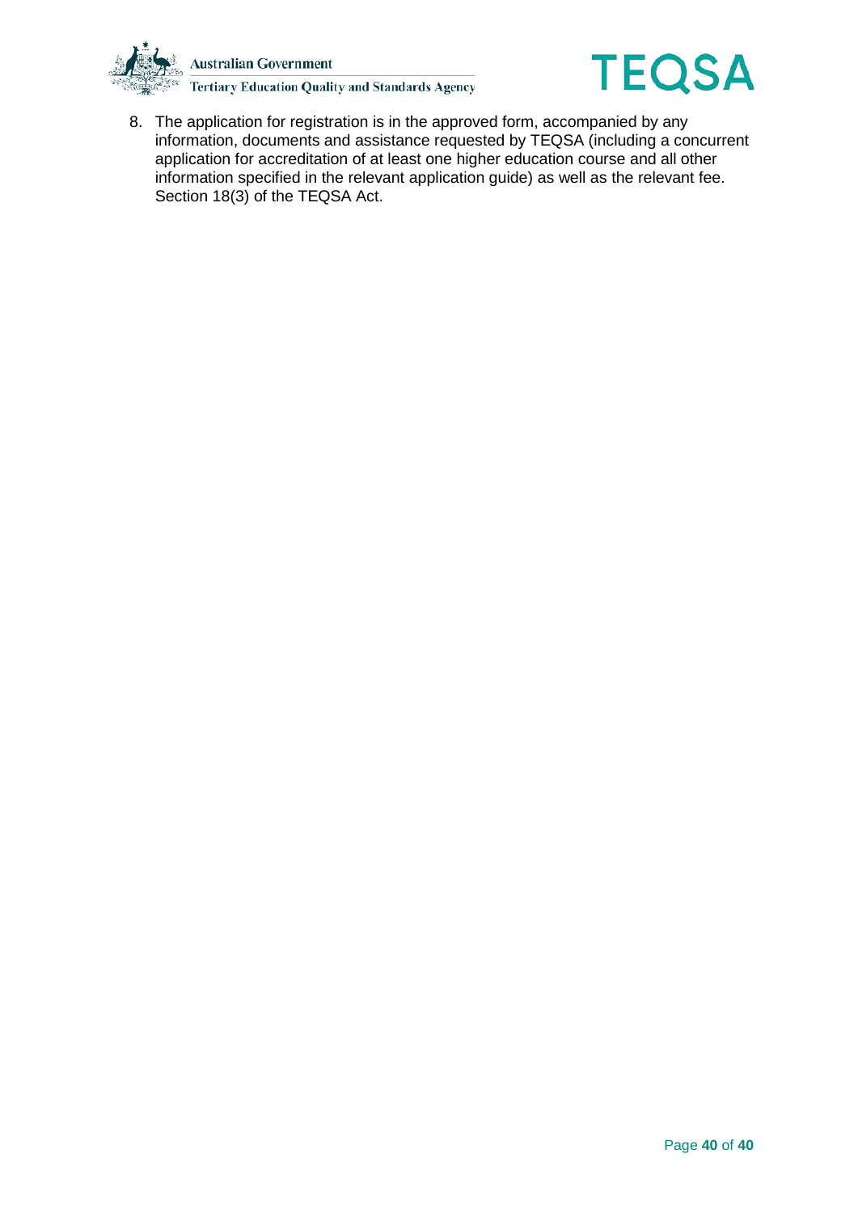8. The application for registration is in the approved form, accompanied by any information, documents and assistance requested by TEQSA (including a concurrent application for accreditation of at least one higher education course and all other information specified in the relevant application guide) as well as the relevant fee. Section 18(3) of the TEQSA Act.